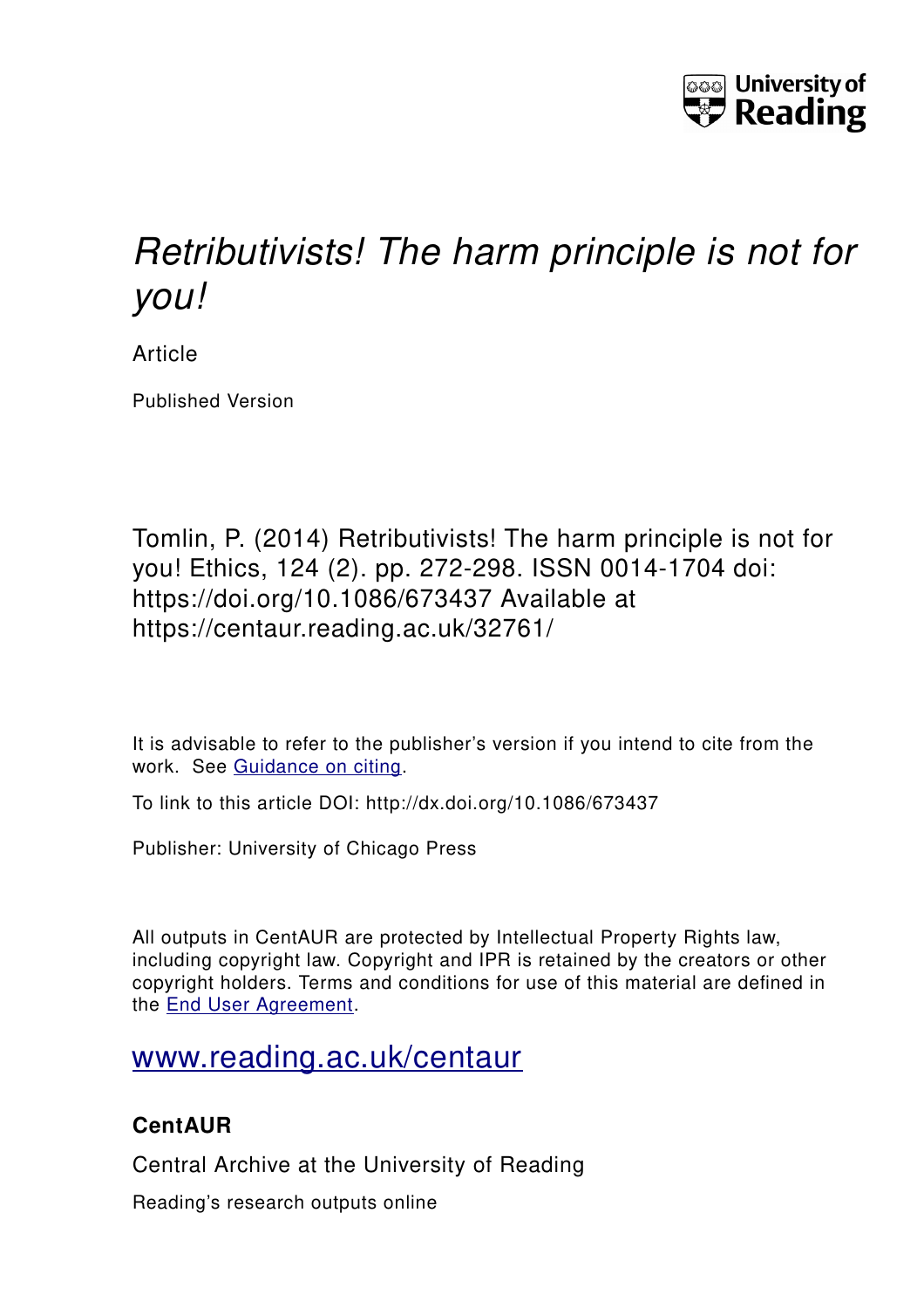University of Reading

# *Retributivists! The harm principle is not for you!*

Article

Published Version

Tomlin, P. (2014) Retributivists! The harm principle is not for you! Ethics, 124 (2). pp. 272-298. ISSN 0014-1704 doi: https://doi.org/10.1086/673437 Available at https://centaur.reading.ac.uk/32761/

It is advisable to refer to the publisher's version if you intend to cite from the work. See Guidance on citing.

To link to this article DOI: http://dx.doi.org/10.1086/673437

Publisher: University of Chicago Press

All outputs in CentAUR are protected by Intellectual Property Rights law, including copyright law. Copyright and IPR is retained by the creators or other copyright holders. Terms and conditions for use of this material are defined in the End User Agreement.

www.reading.ac.uk/centaur

**CentAUR**

Central Archive at the University of Reading

Reading's research outputs online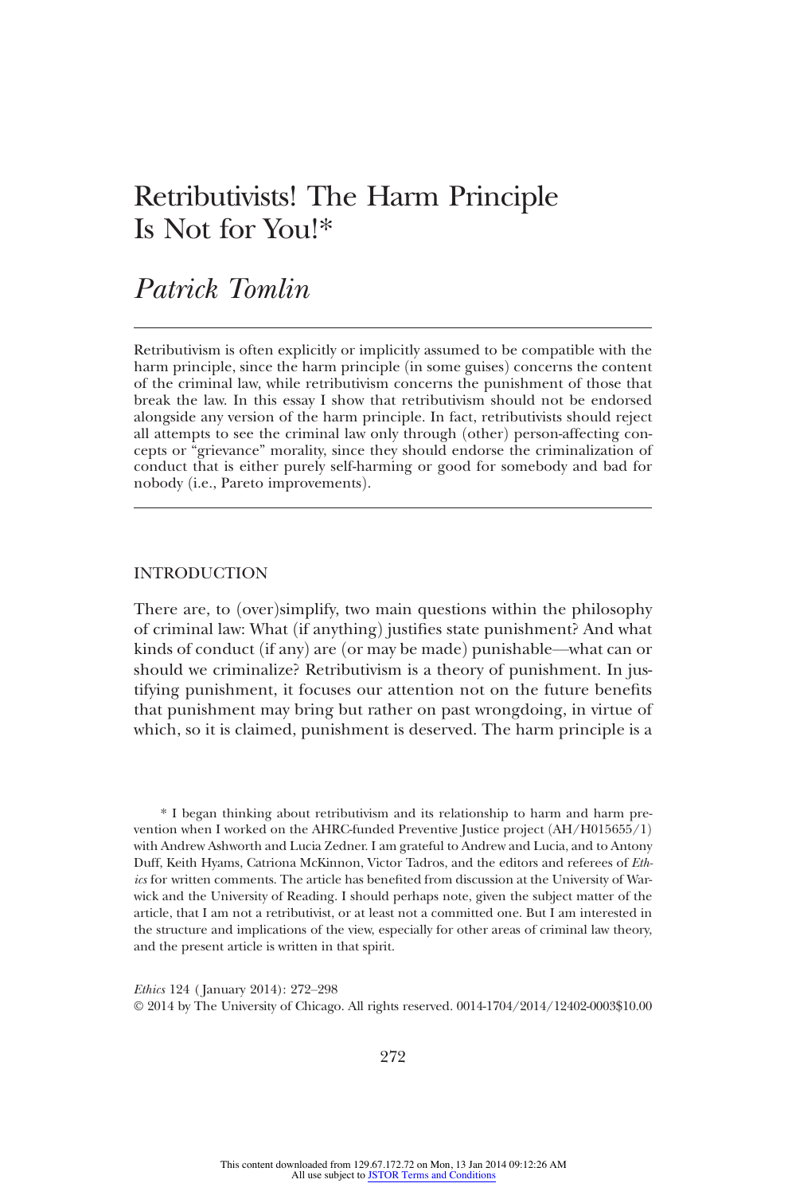# Retributivists! The Harm Principle Is Not for You!*

## *Patrick Tomlin*

Retributivism is often explicitly or implicitly assumed to be compatible with the harm principle, since the harm principle (in some guises) concerns the content of the criminal law, while retributivism concerns the punishment of those that break the law. In this essay I show that retributivism should not be endorsed alongside any version of the harm principle. In fact, retributivists should reject all attempts to see the criminal law only through (other) person-affecting concepts or "grievance" morality, since they should endorse the criminalization of conduct that is either purely self-harming or good for somebody and bad for nobody (i.e., Pareto improvements).

## INTRODUCTION

There are, to (over)simplify, two main questions within the philosophy of criminal law: What (if anything) justifies state punishment? And what kinds of conduct (if any) are (or may be made) punishable—what can or should we criminalize? Retributivism is a theory of punishment. In justifying punishment, it focuses our attention not on the future benefits that punishment may bring but rather on past wrongdoing, in virtue of which, so it is claimed, punishment is deserved. The harm principle is a

\* I began thinking about retributivism and its relationship to harm and harm prevention when I worked on the AHRC-funded Preventive Justice project (AH/H015655/1) with Andrew Ashworth and Lucia Zedner. I am grateful to Andrew and Lucia, and to Antony Duff, Keith Hyams, Catriona McKinnon, Victor Tadros, and the editors and referees of *Ethics* for written comments. The article has benefited from discussion at the University of Warwick and the University of Reading. I should perhaps note, given the subject matter of the article, that I am not a retributivist, or at least not a committed one. But I am interested in the structure and implications of the view, especially for other areas of criminal law theory, and the present article is written in that spirit.

*Ethics* 124 (January 2014): 272–298
© 2014 by The University of Chicago. All rights reserved. 0014-1704/2014/12402-0003$10.00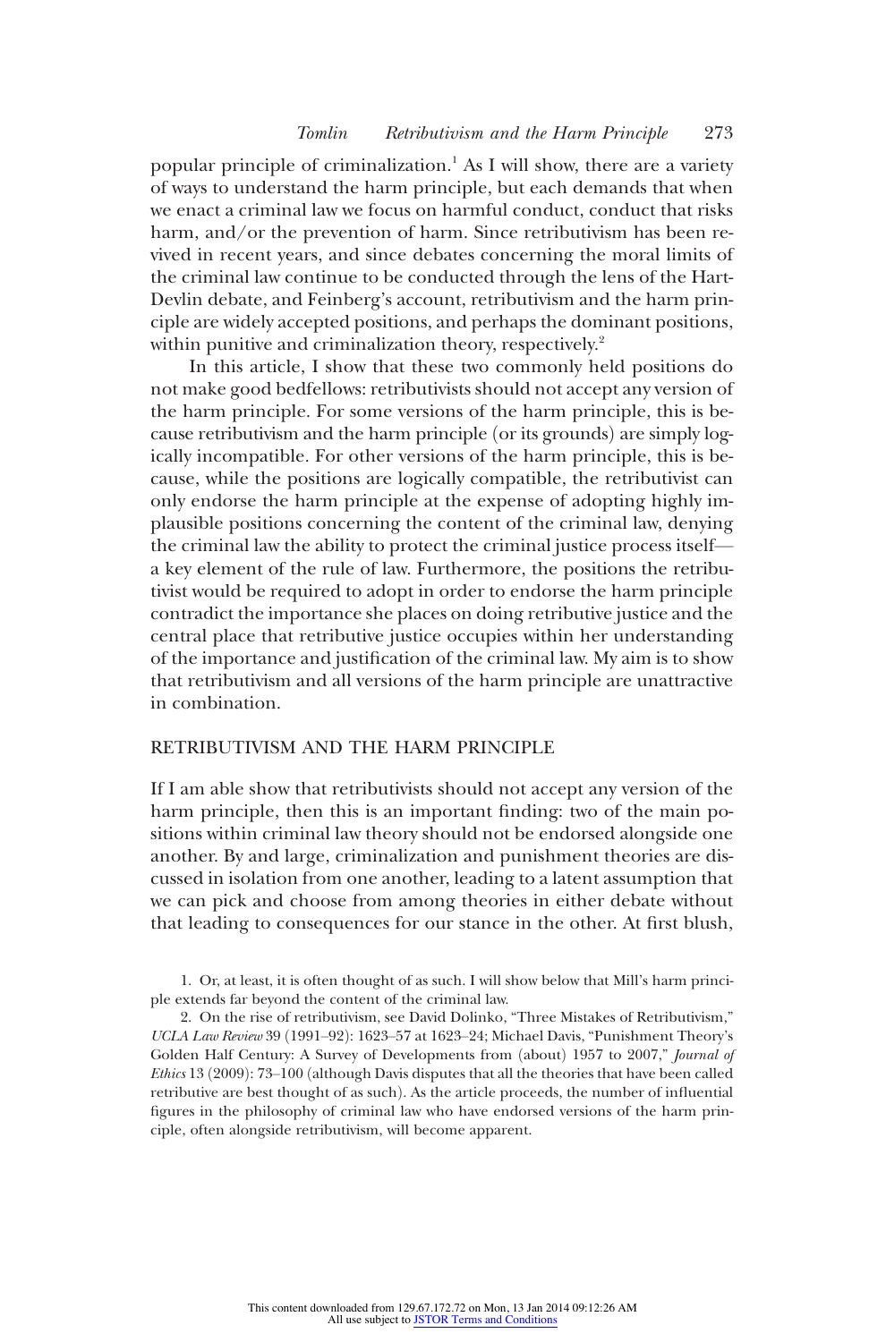popular principle of criminalization.[1] As I will show, there are a variety of ways to understand the harm principle, but each demands that when we enact a criminal law we focus on harmful conduct, conduct that risks harm, and/or the prevention of harm. Since retributivism has been revived in recent years, and since debates concerning the moral limits of the criminal law continue to be conducted through the lens of the Hart-Devlin debate, and Feinberg's account, retributivism and the harm principle are widely accepted positions, and perhaps the dominant positions, within punitive and criminalization theory, respectively.[2]

In this article, I show that these two commonly held positions do not make good bedfellows: retributivists should not accept any version of the harm principle. For some versions of the harm principle, this is because retributivism and the harm principle (or its grounds) are simply logically incompatible. For other versions of the harm principle, this is because, while the positions are logically compatible, the retributivist can only endorse the harm principle at the expense of adopting highly implausible positions concerning the content of the criminal law, denying the criminal law the ability to protect the criminal justice process itself—a key element of the rule of law. Furthermore, the positions the retributivist would be required to adopt in order to endorse the harm principle contradict the importance she places on doing retributive justice and the central place that retributive justice occupies within her understanding of the importance and justification of the criminal law. My aim is to show that retributivism and all versions of the harm principle are unattractive in combination.

## RETRIBUTIVISM AND THE HARM PRINCIPLE

If I am able show that retributivists should not accept any version of the harm principle, then this is an important finding: two of the main positions within criminal law theory should not be endorsed alongside one another. By and large, criminalization and punishment theories are discussed in isolation from one another, leading to a latent assumption that we can pick and choose from among theories in either debate without that leading to consequences for our stance in the other. At first blush,

1. Or, at least, it is often thought of as such. I will show below that Mill's harm principle extends far beyond the content of the criminal law.

2. On the rise of retributivism, see David Dolinko, "Three Mistakes of Retributivism," *UCLA Law Review* 39 (1991–92): 1623–57 at 1623–24; Michael Davis, "Punishment Theory's Golden Half Century: A Survey of Developments from (about) 1957 to 2007," *Journal of Ethics* 13 (2009): 73–100 (although Davis disputes that all the theories that have been called retributive are best thought of as such). As the article proceeds, the number of influential figures in the philosophy of criminal law who have endorsed versions of the harm principle, often alongside retributivism, will become apparent.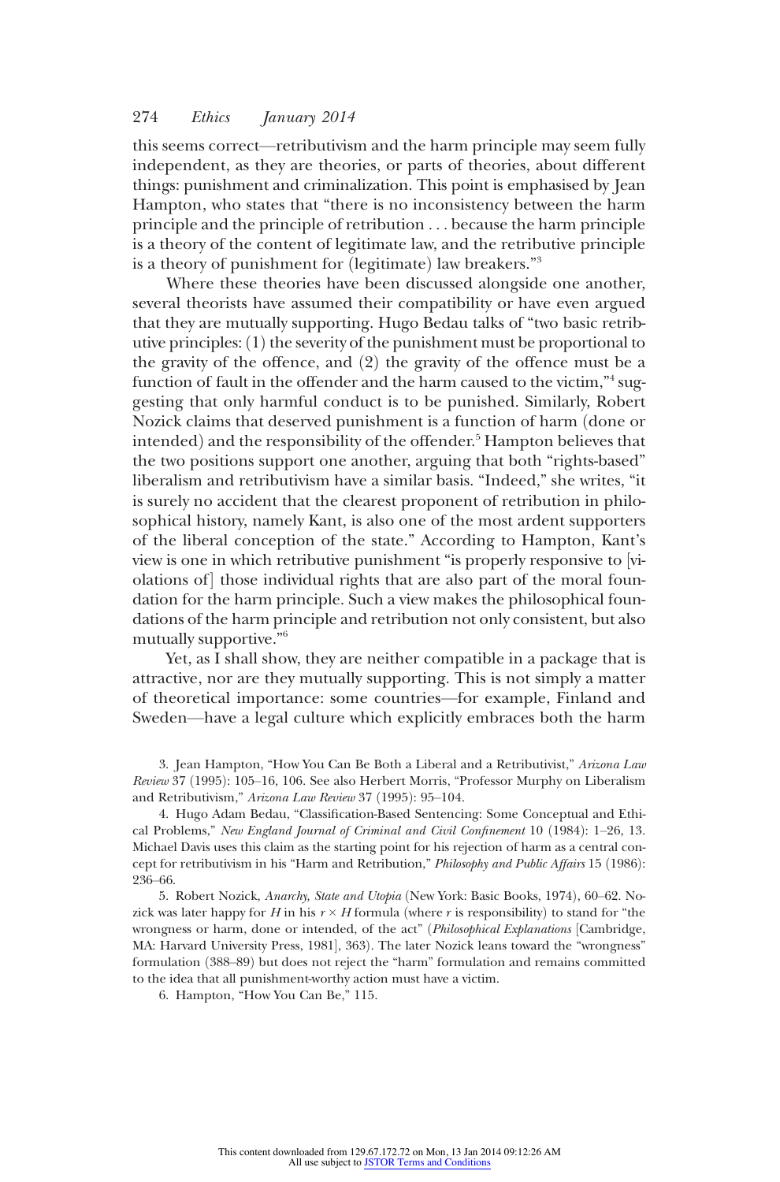this seems correct—retributivism and the harm principle may seem fully independent, as they are theories, or parts of theories, about different things: punishment and criminalization. This point is emphasised by Jean Hampton, who states that "there is no inconsistency between the harm principle and the principle of retribution . . . because the harm principle is a theory of the content of legitimate law, and the retributive principle is a theory of punishment for (legitimate) law breakers."[3]

Where these theories have been discussed alongside one another, several theorists have assumed their compatibility or have even argued that they are mutually supporting. Hugo Bedau talks of "two basic retributive principles: (1) the severity of the punishment must be proportional to the gravity of the offence, and (2) the gravity of the offence must be a function of fault in the offender and the harm caused to the victim,"[4] suggesting that only harmful conduct is to be punished. Similarly, Robert Nozick claims that deserved punishment is a function of harm (done or intended) and the responsibility of the offender.[5] Hampton believes that the two positions support one another, arguing that both "rights-based" liberalism and retributivism have a similar basis. "Indeed," she writes, "it is surely no accident that the clearest proponent of retribution in philosophical history, namely Kant, is also one of the most ardent supporters of the liberal conception of the state." According to Hampton, Kant's view is one in which retributive punishment "is properly responsive to [violations of] those individual rights that are also part of the moral foundation for the harm principle. Such a view makes the philosophical foundations of the harm principle and retribution not only consistent, but also mutually supportive."[6]

Yet, as I shall show, they are neither compatible in a package that is attractive, nor are they mutually supporting. This is not simply a matter of theoretical importance: some countries—for example, Finland and Sweden—have a legal culture which explicitly embraces both the harm

3. Jean Hampton, "How You Can Be Both a Liberal and a Retributivist," *Arizona Law Review* 37 (1995): 105–16, 106. See also Herbert Morris, "Professor Murphy on Liberalism and Retributivism," *Arizona Law Review* 37 (1995): 95–104.

4. Hugo Adam Bedau, "Classification-Based Sentencing: Some Conceptual and Ethical Problems," *New England Journal of Criminal and Civil Confinement* 10 (1984): 1–26, 13. Michael Davis uses this claim as the starting point for his rejection of harm as a central concept for retributivism in his "Harm and Retribution," *Philosophy and Public Affairs* 15 (1986): 236–66.

5. Robert Nozick, *Anarchy, State and Utopia* (New York: Basic Books, 1974), 60–62. Nozick was later happy for $H$ in his $r \times H$ formula (where $r$ is responsibility) to stand for "the wrongness or harm, done or intended, of the act" (*Philosophical Explanations* [Cambridge, MA: Harvard University Press, 1981], 363). The later Nozick leans toward the "wrongness" formulation (388–89) but does not reject the "harm" formulation and remains committed to the idea that all punishment-worthy action must have a victim.

6. Hampton, "How You Can Be," 115.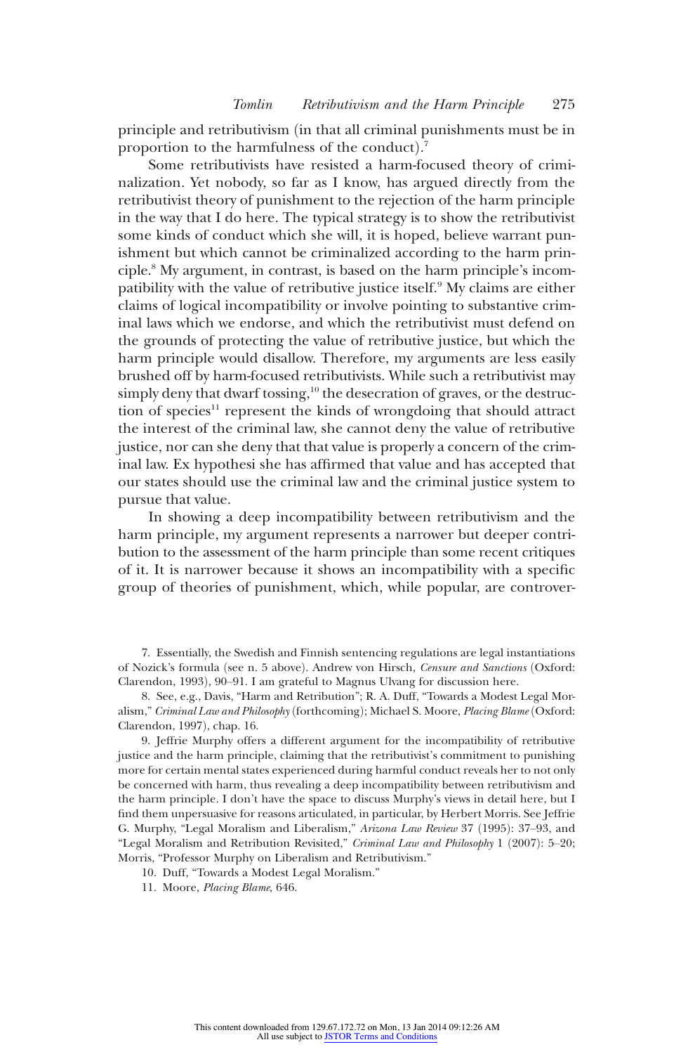principle and retributivism (in that all criminal punishments must be in proportion to the harmfulness of the conduct).[7]

Some retributivists have resisted a harm-focused theory of criminalization. Yet nobody, so far as I know, has argued directly from the retributivist theory of punishment to the rejection of the harm principle in the way that I do here. The typical strategy is to show the retributivist some kinds of conduct which she will, it is hoped, believe warrant punishment but which cannot be criminalized according to the harm principle.[8] My argument, in contrast, is based on the harm principle's incompatibility with the value of retributive justice itself.[9] My claims are either claims of logical incompatibility or involve pointing to substantive criminal laws which we endorse, and which the retributivist must defend on the grounds of protecting the value of retributive justice, but which the harm principle would disallow. Therefore, my arguments are less easily brushed off by harm-focused retributivists. While such a retributivist may simply deny that dwarf tossing,[10] the desecration of graves, or the destruction of species[11] represent the kinds of wrongdoing that should attract the interest of the criminal law, she cannot deny the value of retributive justice, nor can she deny that that value is properly a concern of the criminal law. Ex hypothesi she has affirmed that value and has accepted that our states should use the criminal law and the criminal justice system to pursue that value.

In showing a deep incompatibility between retributivism and the harm principle, my argument represents a narrower but deeper contribution to the assessment of the harm principle than some recent critiques of it. It is narrower because it shows an incompatibility with a specific group of theories of punishment, which, while popular, are controver-

7. Essentially, the Swedish and Finnish sentencing regulations are legal instantiations of Nozick's formula (see n. 5 above). Andrew von Hirsch, *Censure and Sanctions* (Oxford: Clarendon, 1993), 90–91. I am grateful to Magnus Ulvang for discussion here.

8. See, e.g., Davis, "Harm and Retribution"; R. A. Duff, "Towards a Modest Legal Moralism," *Criminal Law and Philosophy* (forthcoming); Michael S. Moore, *Placing Blame* (Oxford: Clarendon, 1997), chap. 16.

9. Jeffrie Murphy offers a different argument for the incompatibility of retributive justice and the harm principle, claiming that the retributivist's commitment to punishing more for certain mental states experienced during harmful conduct reveals her to not only be concerned with harm, thus revealing a deep incompatibility between retributivism and the harm principle. I don't have the space to discuss Murphy's views in detail here, but I find them unpersuasive for reasons articulated, in particular, by Herbert Morris. See Jeffrie G. Murphy, "Legal Moralism and Liberalism," *Arizona Law Review* 37 (1995): 37–93, and "Legal Moralism and Retribution Revisited," *Criminal Law and Philosophy* 1 (2007): 5–20; Morris, "Professor Murphy on Liberalism and Retributivism."

10. Duff, "Towards a Modest Legal Moralism."

11. Moore, *Placing Blame*, 646.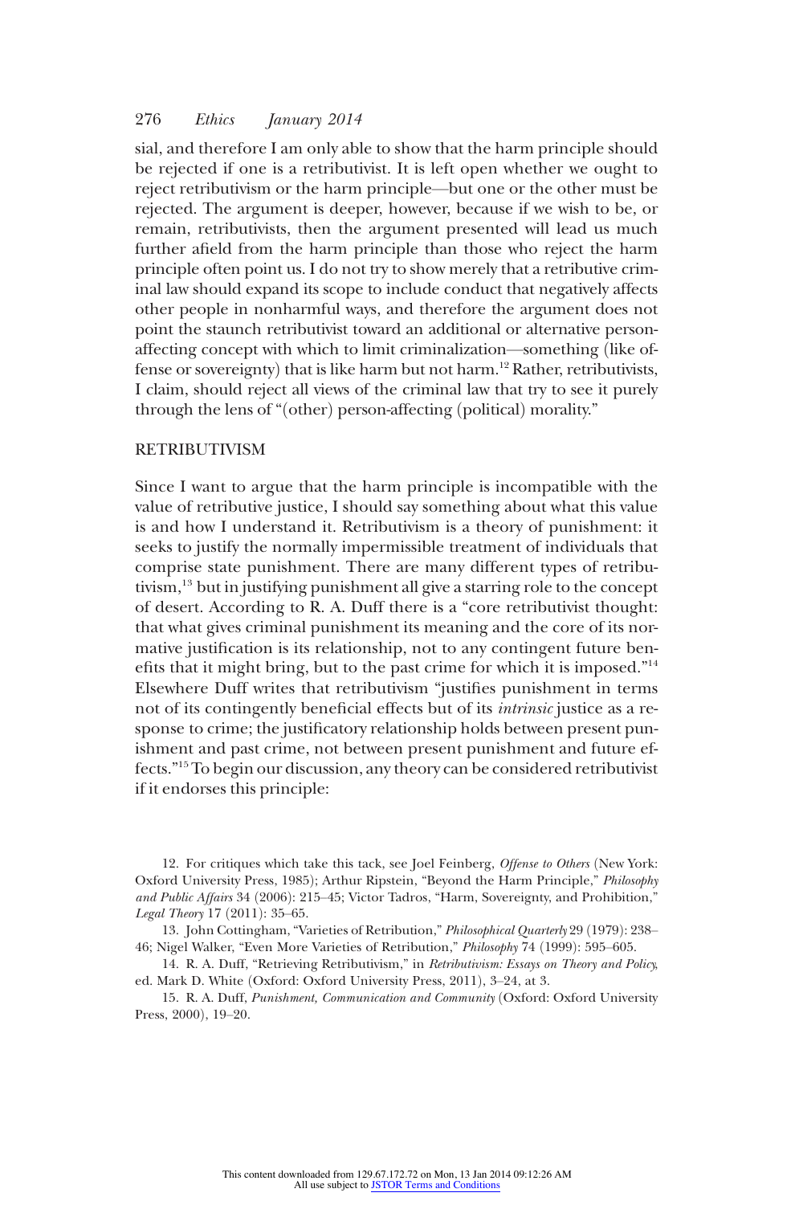sial, and therefore I am only able to show that the harm principle should be rejected if one is a retributivist. It is left open whether we ought to reject retributivism or the harm principle—but one or the other must be rejected. The argument is deeper, however, because if we wish to be, or remain, retributivists, then the argument presented will lead us much further afield from the harm principle than those who reject the harm principle often point us. I do not try to show merely that a retributive criminal law should expand its scope to include conduct that negatively affects other people in nonharmful ways, and therefore the argument does not point the staunch retributivist toward an additional or alternative person-affecting concept with which to limit criminalization—something (like offense or sovereignty) that is like harm but not harm.[12] Rather, retributivists, I claim, should reject all views of the criminal law that try to see it purely through the lens of "(other) person-affecting (political) morality."

## RETRIBUTIVISM

Since I want to argue that the harm principle is incompatible with the value of retributive justice, I should say something about what this value is and how I understand it. Retributivism is a theory of punishment: it seeks to justify the normally impermissible treatment of individuals that comprise state punishment. There are many different types of retributivism,[13] but in justifying punishment all give a starring role to the concept of desert. According to R. A. Duff there is a "core retributivist thought: that what gives criminal punishment its meaning and the core of its normative justification is its relationship, not to any contingent future benefits that it might bring, but to the past crime for which it is imposed."[14] Elsewhere Duff writes that retributivism "justifies punishment in terms not of its contingently beneficial effects but of its *intrinsic* justice as a response to crime; the justificatory relationship holds between present punishment and past crime, not between present punishment and future effects."[15] To begin our discussion, any theory can be considered retributivist if it endorses this principle:

12. For critiques which take this tack, see Joel Feinberg, *Offense to Others* (New York: Oxford University Press, 1985); Arthur Ripstein, "Beyond the Harm Principle," *Philosophy and Public Affairs* 34 (2006): 215–45; Victor Tadros, "Harm, Sovereignty, and Prohibition," *Legal Theory* 17 (2011): 35–65.

13. John Cottingham, "Varieties of Retribution," *Philosophical Quarterly* 29 (1979): 238–46; Nigel Walker, "Even More Varieties of Retribution," *Philosophy* 74 (1999): 595–605.

14. R. A. Duff, "Retrieving Retributivism," in *Retributivism: Essays on Theory and Policy*, ed. Mark D. White (Oxford: Oxford University Press, 2011), 3–24, at 3.

15. R. A. Duff, *Punishment, Communication and Community* (Oxford: Oxford University Press, 2000), 19–20.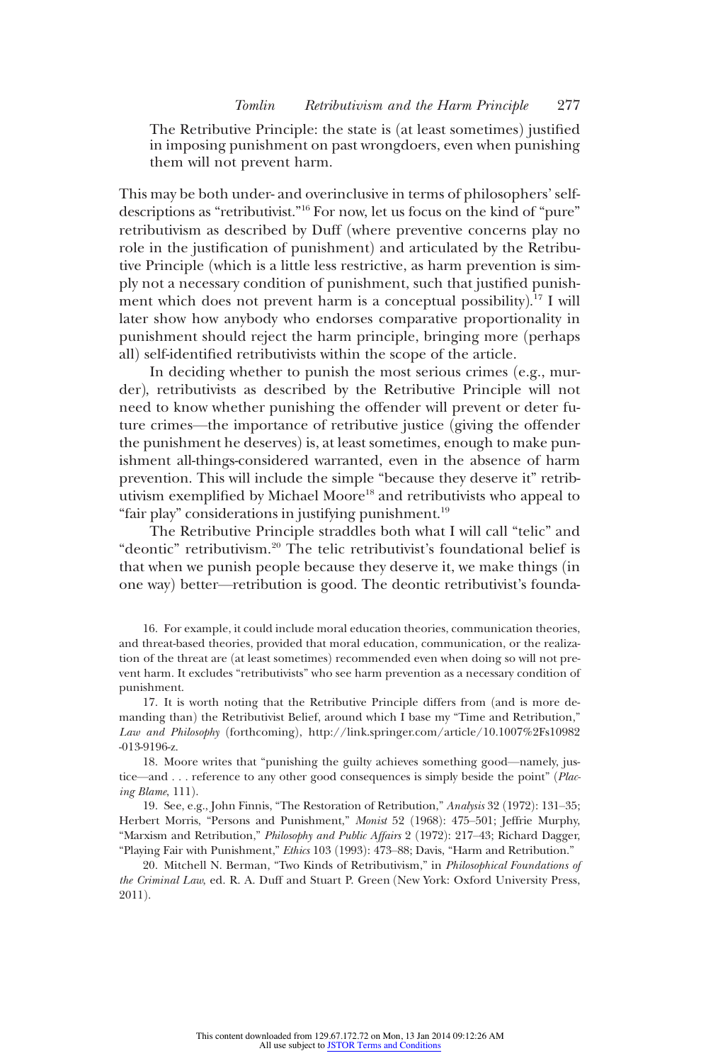The Retributive Principle: the state is (at least sometimes) justified in imposing punishment on past wrongdoers, even when punishing them will not prevent harm.

This may be both under- and overinclusive in terms of philosophers' self-descriptions as "retributivist."[16] For now, let us focus on the kind of "pure" retributivism as described by Duff (where preventive concerns play no role in the justification of punishment) and articulated by the Retributive Principle (which is a little less restrictive, as harm prevention is simply not a necessary condition of punishment, such that justified punishment which does not prevent harm is a conceptual possibility).[17] I will later show how anybody who endorses comparative proportionality in punishment should reject the harm principle, bringing more (perhaps all) self-identified retributivists within the scope of the article.

In deciding whether to punish the most serious crimes (e.g., murder), retributivists as described by the Retributive Principle will not need to know whether punishing the offender will prevent or deter future crimes—the importance of retributive justice (giving the offender the punishment he deserves) is, at least sometimes, enough to make punishment all-things-considered warranted, even in the absence of harm prevention. This will include the simple "because they deserve it" retributivism exemplified by Michael Moore[18] and retributivists who appeal to "fair play" considerations in justifying punishment.[19]

The Retributive Principle straddles both what I will call "telic" and "deontic" retributivism.[20] The telic retributivist's foundational belief is that when we punish people because they deserve it, we make things (in one way) better—retribution is good. The deontic retributivist's founda-

16. For example, it could include moral education theories, communication theories, and threat-based theories, provided that moral education, communication, or the realization of the threat are (at least sometimes) recommended even when doing so will not prevent harm. It excludes "retributivists" who see harm prevention as a necessary condition of punishment.

17. It is worth noting that the Retributive Principle differs from (and is more demanding than) the Retributivist Belief, around which I base my "Time and Retribution," *Law and Philosophy* (forthcoming), http://link.springer.com/article/10.1007%2Fs10982-013-9196-z.

18. Moore writes that "punishing the guilty achieves something good—namely, justice—and . . . reference to any other good consequences is simply beside the point" (*Placing Blame*, 111).

19. See, e.g., John Finnis, "The Restoration of Retribution," *Analysis* 32 (1972): 131–35; Herbert Morris, "Persons and Punishment," *Monist* 52 (1968): 475–501; Jeffrie Murphy, "Marxism and Retribution," *Philosophy and Public Affairs* 2 (1972): 217–43; Richard Dagger, "Playing Fair with Punishment," *Ethics* 103 (1993): 473–88; Davis, "Harm and Retribution."

20. Mitchell N. Berman, "Two Kinds of Retributivism," in *Philosophical Foundations of the Criminal Law*, ed. R. A. Duff and Stuart P. Green (New York: Oxford University Press, 2011).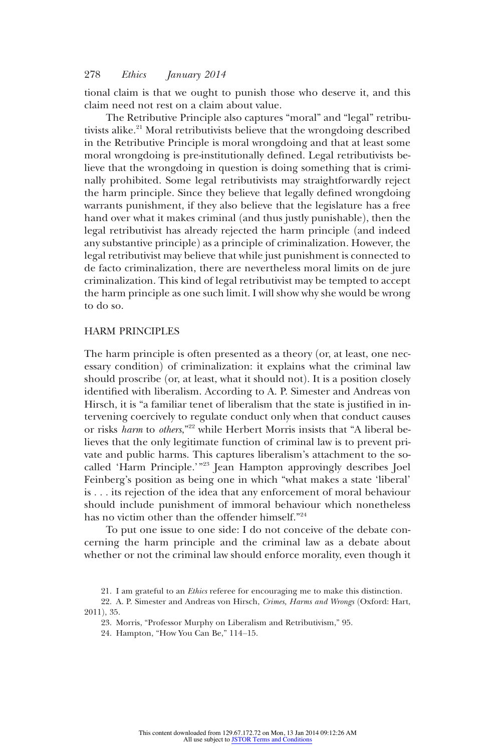tional claim is that we ought to punish those who deserve it, and this claim need not rest on a claim about value.

The Retributive Principle also captures "moral" and "legal" retributivists alike.[21] Moral retributivists believe that the wrongdoing described in the Retributive Principle is moral wrongdoing and that at least some moral wrongdoing is pre-institutionally defined. Legal retributivists believe that the wrongdoing in question is doing something that is criminally prohibited. Some legal retributivists may straightforwardly reject the harm principle. Since they believe that legally defined wrongdoing warrants punishment, if they also believe that the legislature has a free hand over what it makes criminal (and thus justly punishable), then the legal retributivist has already rejected the harm principle (and indeed any substantive principle) as a principle of criminalization. However, the legal retributivist may believe that while just punishment is connected to de facto criminalization, there are nevertheless moral limits on de jure criminalization. This kind of legal retributivist may be tempted to accept the harm principle as one such limit. I will show why she would be wrong to do so.

## HARM PRINCIPLES

The harm principle is often presented as a theory (or, at least, one necessary condition) of criminalization: it explains what the criminal law should proscribe (or, at least, what it should not). It is a position closely identified with liberalism. According to A. P. Simester and Andreas von Hirsch, it is "a familiar tenet of liberalism that the state is justified in intervening coercively to regulate conduct only when that conduct causes or risks *harm* to *others*,"[22] while Herbert Morris insists that "A liberal believes that the only legitimate function of criminal law is to prevent private and public harms. This captures liberalism's attachment to the so-called 'Harm Principle.'"[23] Jean Hampton approvingly describes Joel Feinberg's position as being one in which "what makes a state 'liberal' is . . . its rejection of the idea that any enforcement of moral behaviour should include punishment of immoral behaviour which nonetheless has no victim other than the offender himself."[24]

To put one issue to one side: I do not conceive of the debate concerning the harm principle and the criminal law as a debate about whether or not the criminal law should enforce morality, even though it

21. I am grateful to an *Ethics* referee for encouraging me to make this distinction.

22. A. P. Simester and Andreas von Hirsch, *Crimes, Harms and Wrongs* (Oxford: Hart, 2011), 35.

23. Morris, "Professor Murphy on Liberalism and Retributivism," 95.

24. Hampton, "How You Can Be," 114–15.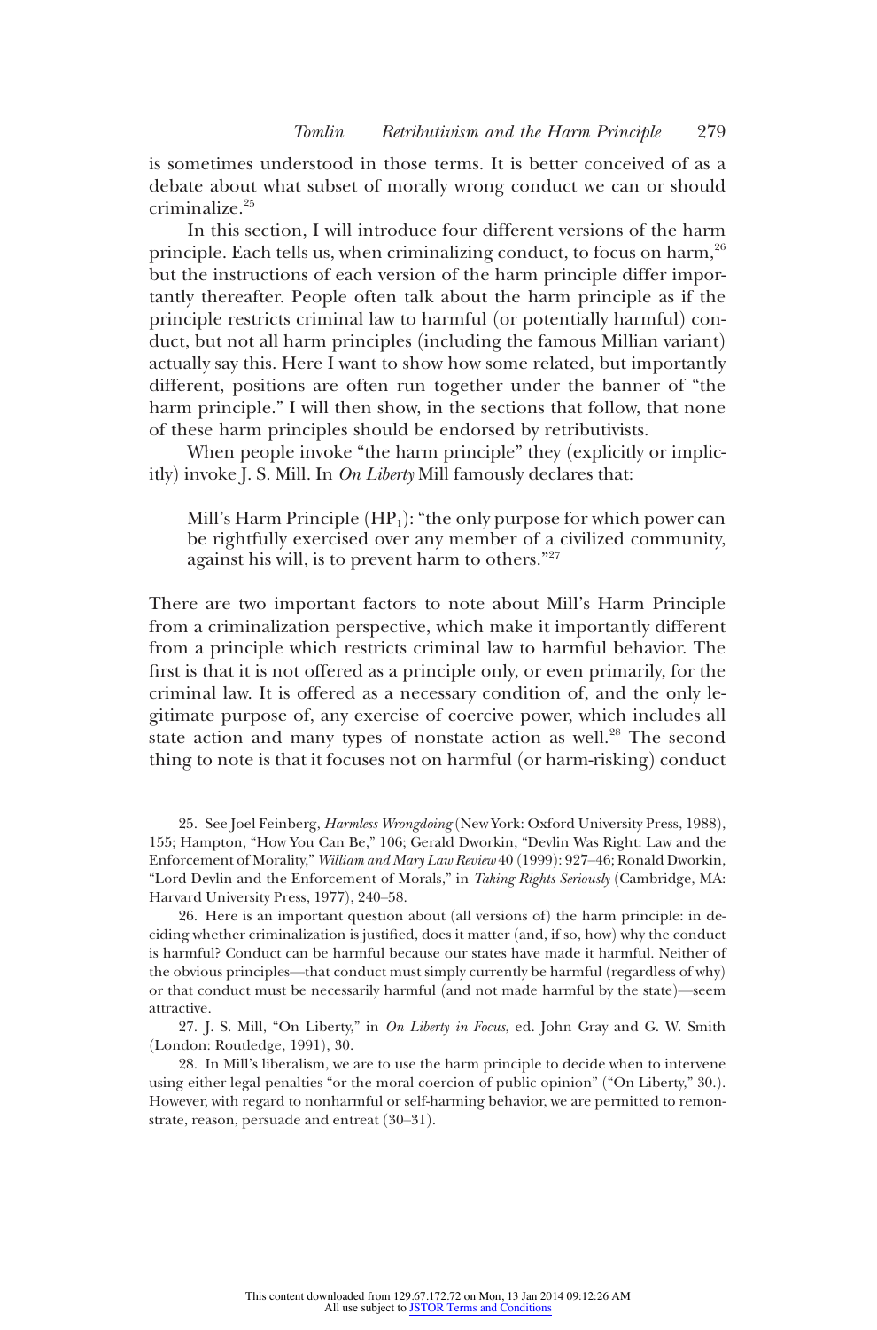is sometimes understood in those terms. It is better conceived of as a debate about what subset of morally wrong conduct we can or should criminalize.[25]

In this section, I will introduce four different versions of the harm principle. Each tells us, when criminalizing conduct, to focus on harm,[26] but the instructions of each version of the harm principle differ importantly thereafter. People often talk about the harm principle as if the principle restricts criminal law to harmful (or potentially harmful) conduct, but not all harm principles (including the famous Millian variant) actually say this. Here I want to show how some related, but importantly different, positions are often run together under the banner of "the harm principle." I will then show, in the sections that follow, that none of these harm principles should be endorsed by retributivists.

When people invoke "the harm principle" they (explicitly or implicitly) invoke J. S. Mill. In *On Liberty* Mill famously declares that:

> Mill's Harm Principle ($HP_1$): "the only purpose for which power can be rightfully exercised over any member of a civilized community, against his will, is to prevent harm to others."[27]

There are two important factors to note about Mill's Harm Principle from a criminalization perspective, which make it importantly different from a principle which restricts criminal law to harmful behavior. The first is that it is not offered as a principle only, or even primarily, for the criminal law. It is offered as a necessary condition of, and the only legitimate purpose of, any exercise of coercive power, which includes all state action and many types of nonstate action as well.[28] The second thing to note is that it focuses not on harmful (or harm-risking) conduct

25. See Joel Feinberg, *Harmless Wrongdoing* (New York: Oxford University Press, 1988), 155; Hampton, "How You Can Be," 106; Gerald Dworkin, "Devlin Was Right: Law and the Enforcement of Morality," *William and Mary Law Review* 40 (1999): 927–46; Ronald Dworkin, "Lord Devlin and the Enforcement of Morals," in *Taking Rights Seriously* (Cambridge, MA: Harvard University Press, 1977), 240–58.

26. Here is an important question about (all versions of) the harm principle: in deciding whether criminalization is justified, does it matter (and, if so, how) why the conduct is harmful? Conduct can be harmful because our states have made it harmful. Neither of the obvious principles—that conduct must simply currently be harmful (regardless of why) or that conduct must be necessarily harmful (and not made harmful by the state)—seem attractive.

27. J. S. Mill, "On Liberty," in *On Liberty in Focus*, ed. John Gray and G. W. Smith (London: Routledge, 1991), 30.

28. In Mill's liberalism, we are to use the harm principle to decide when to intervene using either legal penalties "or the moral coercion of public opinion" ("On Liberty," 30.). However, with regard to nonharmful or self-harming behavior, we are permitted to remonstrate, reason, persuade and entreat (30–31).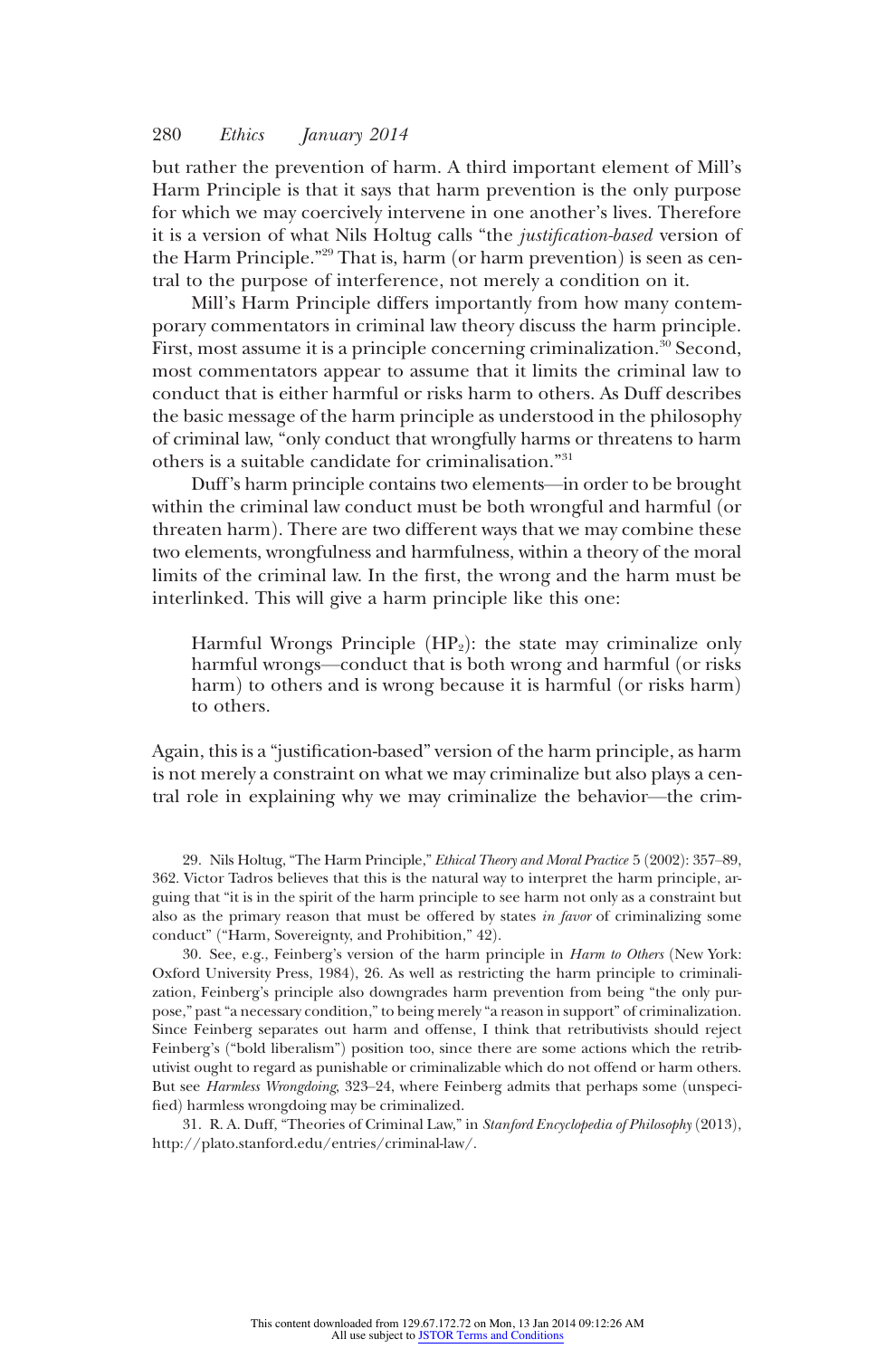but rather the prevention of harm. A third important element of Mill's Harm Principle is that it says that harm prevention is the only purpose for which we may coercively intervene in one another's lives. Therefore it is a version of what Nils Holtug calls "the *justification-based* version of the Harm Principle."[29] That is, harm (or harm prevention) is seen as central to the purpose of interference, not merely a condition on it.

Mill's Harm Principle differs importantly from how many contemporary commentators in criminal law theory discuss the harm principle. First, most assume it is a principle concerning criminalization.[30] Second, most commentators appear to assume that it limits the criminal law to conduct that is either harmful or risks harm to others. As Duff describes the basic message of the harm principle as understood in the philosophy of criminal law, "only conduct that wrongfully harms or threatens to harm others is a suitable candidate for criminalisation."[31]

Duff's harm principle contains two elements—in order to be brought within the criminal law conduct must be both wrongful and harmful (or threaten harm). There are two different ways that we may combine these two elements, wrongfulness and harmfulness, within a theory of the moral limits of the criminal law. In the first, the wrong and the harm must be interlinked. This will give a harm principle like this one:

> Harmful Wrongs Principle ($HP_2$): the state may criminalize only harmful wrongs—conduct that is both wrong and harmful (or risks harm) to others and is wrong because it is harmful (or risks harm) to others.

Again, this is a "justification-based" version of the harm principle, as harm is not merely a constraint on what we may criminalize but also plays a central role in explaining why we may criminalize the behavior—the crim-

29. Nils Holtug, "The Harm Principle," *Ethical Theory and Moral Practice* 5 (2002): 357–89, 362. Victor Tadros believes that this is the natural way to interpret the harm principle, arguing that "it is in the spirit of the harm principle to see harm not only as a constraint but also as the primary reason that must be offered by states *in favor* of criminalizing some conduct" ("Harm, Sovereignty, and Prohibition," 42).

30. See, e.g., Feinberg's version of the harm principle in *Harm to Others* (New York: Oxford University Press, 1984), 26. As well as restricting the harm principle to criminalization, Feinberg's principle also downgrades harm prevention from being "the only purpose," past "a necessary condition," to being merely "a reason in support" of criminalization. Since Feinberg separates out harm and offense, I think that retributivists should reject Feinberg's ("bold liberalism") position too, since there are some actions which the retributivist ought to regard as punishable or criminalizable which do not offend or harm others. But see *Harmless Wrongdoing*, 323–24, where Feinberg admits that perhaps some (unspecified) harmless wrongdoing may be criminalized.

31. R. A. Duff, "Theories of Criminal Law," in *Stanford Encyclopedia of Philosophy* (2013), http://plato.stanford.edu/entries/criminal-law/.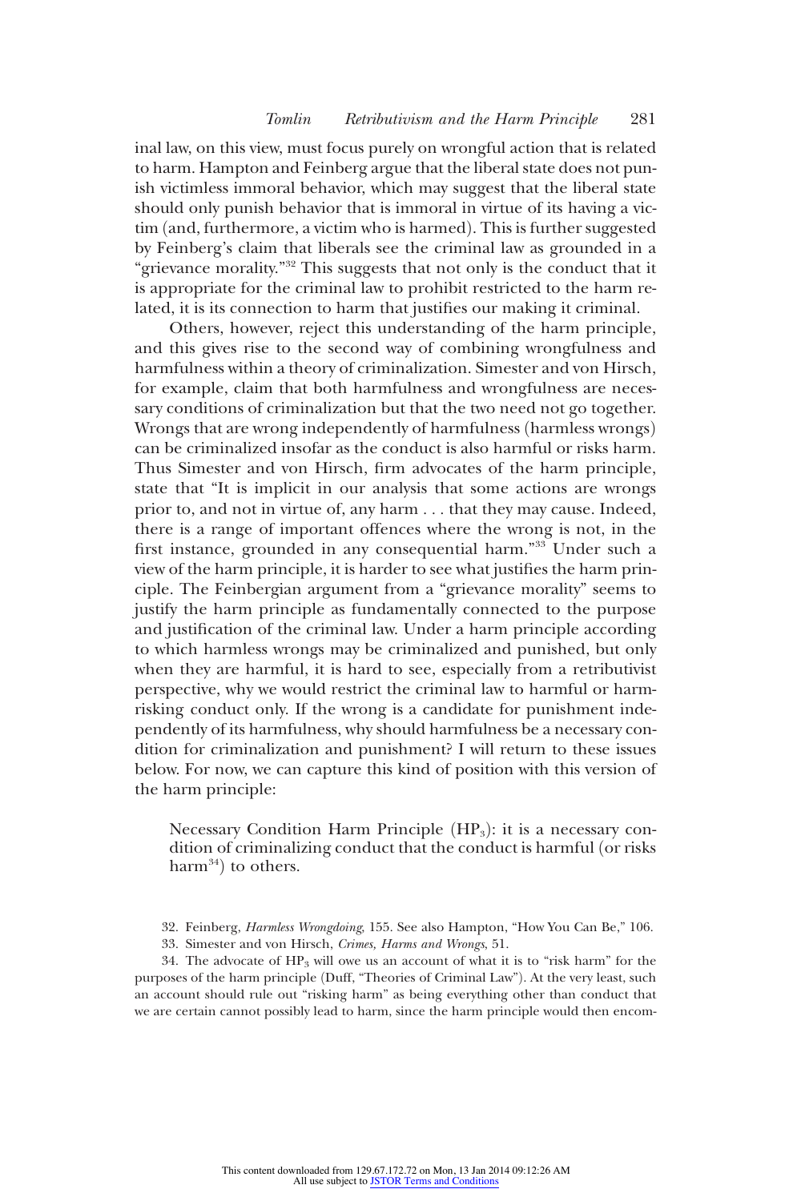inal law, on this view, must focus purely on wrongful action that is related to harm. Hampton and Feinberg argue that the liberal state does not punish victimless immoral behavior, which may suggest that the liberal state should only punish behavior that is immoral in virtue of its having a victim (and, furthermore, a victim who is harmed). This is further suggested by Feinberg's claim that liberals see the criminal law as grounded in a "grievance morality."[32] This suggests that not only is the conduct that it is appropriate for the criminal law to prohibit restricted to the harm related, it is its connection to harm that justifies our making it criminal.

Others, however, reject this understanding of the harm principle, and this gives rise to the second way of combining wrongfulness and harmfulness within a theory of criminalization. Simester and von Hirsch, for example, claim that both harmfulness and wrongfulness are necessary conditions of criminalization but that the two need not go together. Wrongs that are wrong independently of harmfulness (harmless wrongs) can be criminalized insofar as the conduct is also harmful or risks harm. Thus Simester and von Hirsch, firm advocates of the harm principle, state that "It is implicit in our analysis that some actions are wrongs prior to, and not in virtue of, any harm . . . that they may cause. Indeed, there is a range of important offences where the wrong is not, in the first instance, grounded in any consequential harm."[33] Under such a view of the harm principle, it is harder to see what justifies the harm principle. The Feinbergian argument from a "grievance morality" seems to justify the harm principle as fundamentally connected to the purpose and justification of the criminal law. Under a harm principle according to which harmless wrongs may be criminalized and punished, but only when they are harmful, it is hard to see, especially from a retributivist perspective, why we would restrict the criminal law to harmful or harm-risking conduct only. If the wrong is a candidate for punishment independently of its harmfulness, why should harmfulness be a necessary condition for criminalization and punishment? I will return to these issues below. For now, we can capture this kind of position with this version of the harm principle:

> Necessary Condition Harm Principle ($HP_3$): it is a necessary condition of criminalizing conduct that the conduct is harmful (or risks harm[34]) to others.

32. Feinberg, *Harmless Wrongdoing*, 155. See also Hampton, "How You Can Be," 106.

33. Simester and von Hirsch, *Crimes, Harms and Wrongs*, 51.

34. The advocate of $HP_3$ will owe us an account of what it is to "risk harm" for the purposes of the harm principle (Duff, "Theories of Criminal Law"). At the very least, such an account should rule out "risking harm" as being everything other than conduct that we are certain cannot possibly lead to harm, since the harm principle would then encom-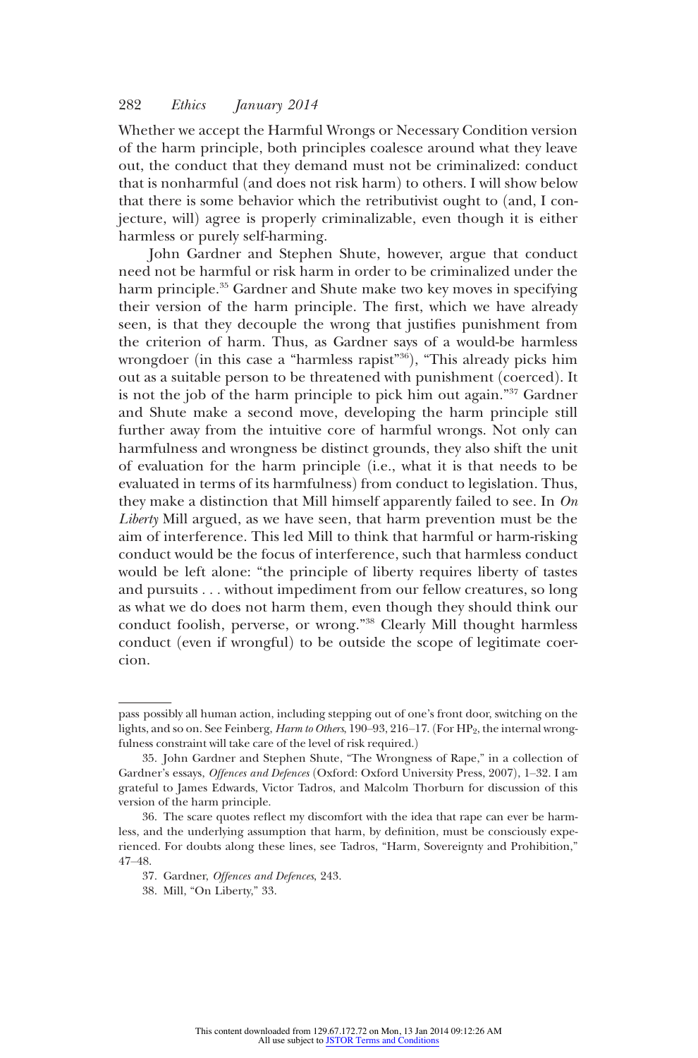Whether we accept the Harmful Wrongs or Necessary Condition version of the harm principle, both principles coalesce around what they leave out, the conduct that they demand must not be criminalized: conduct that is nonharmful (and does not risk harm) to others. I will show below that there is some behavior which the retributivist ought to (and, I conjecture, will) agree is properly criminalizable, even though it is either harmless or purely self-harming.

John Gardner and Stephen Shute, however, argue that conduct need not be harmful or risk harm in order to be criminalized under the harm principle.[35] Gardner and Shute make two key moves in specifying their version of the harm principle. The first, which we have already seen, is that they decouple the wrong that justifies punishment from the criterion of harm. Thus, as Gardner says of a would-be harmless wrongdoer (in this case a "harmless rapist"[36]), "This already picks him out as a suitable person to be threatened with punishment (coerced). It is not the job of the harm principle to pick him out again."[37] Gardner and Shute make a second move, developing the harm principle still further away from the intuitive core of harmful wrongs. Not only can harmfulness and wrongness be distinct grounds, they also shift the unit of evaluation for the harm principle (i.e., what it is that needs to be evaluated in terms of its harmfulness) from conduct to legislation. Thus, they make a distinction that Mill himself apparently failed to see. In *On Liberty* Mill argued, as we have seen, that harm prevention must be the aim of interference. This led Mill to think that harmful or harm-risking conduct would be the focus of interference, such that harmless conduct would be left alone: "the principle of liberty requires liberty of tastes and pursuits . . . without impediment from our fellow creatures, so long as what we do does not harm them, even though they should think our conduct foolish, perverse, or wrong."[38] Clearly Mill thought harmless conduct (even if wrongful) to be outside the scope of legitimate coercion.

---

pass possibly all human action, including stepping out of one's front door, switching on the lights, and so on. See Feinberg, *Harm to Others*, 190–93, 216–17. (For $HP_2$, the internal wrongfulness constraint will take care of the level of risk required.)

35. John Gardner and Stephen Shute, "The Wrongness of Rape," in a collection of Gardner's essays, *Offences and Defences* (Oxford: Oxford University Press, 2007), 1–32. I am grateful to James Edwards, Victor Tadros, and Malcolm Thorburn for discussion of this version of the harm principle.

36. The scare quotes reflect my discomfort with the idea that rape can ever be harmless, and the underlying assumption that harm, by definition, must be consciously experienced. For doubts along these lines, see Tadros, "Harm, Sovereignty and Prohibition," 47–48.

37. Gardner, *Offences and Defences*, 243.

38. Mill, "On Liberty," 33.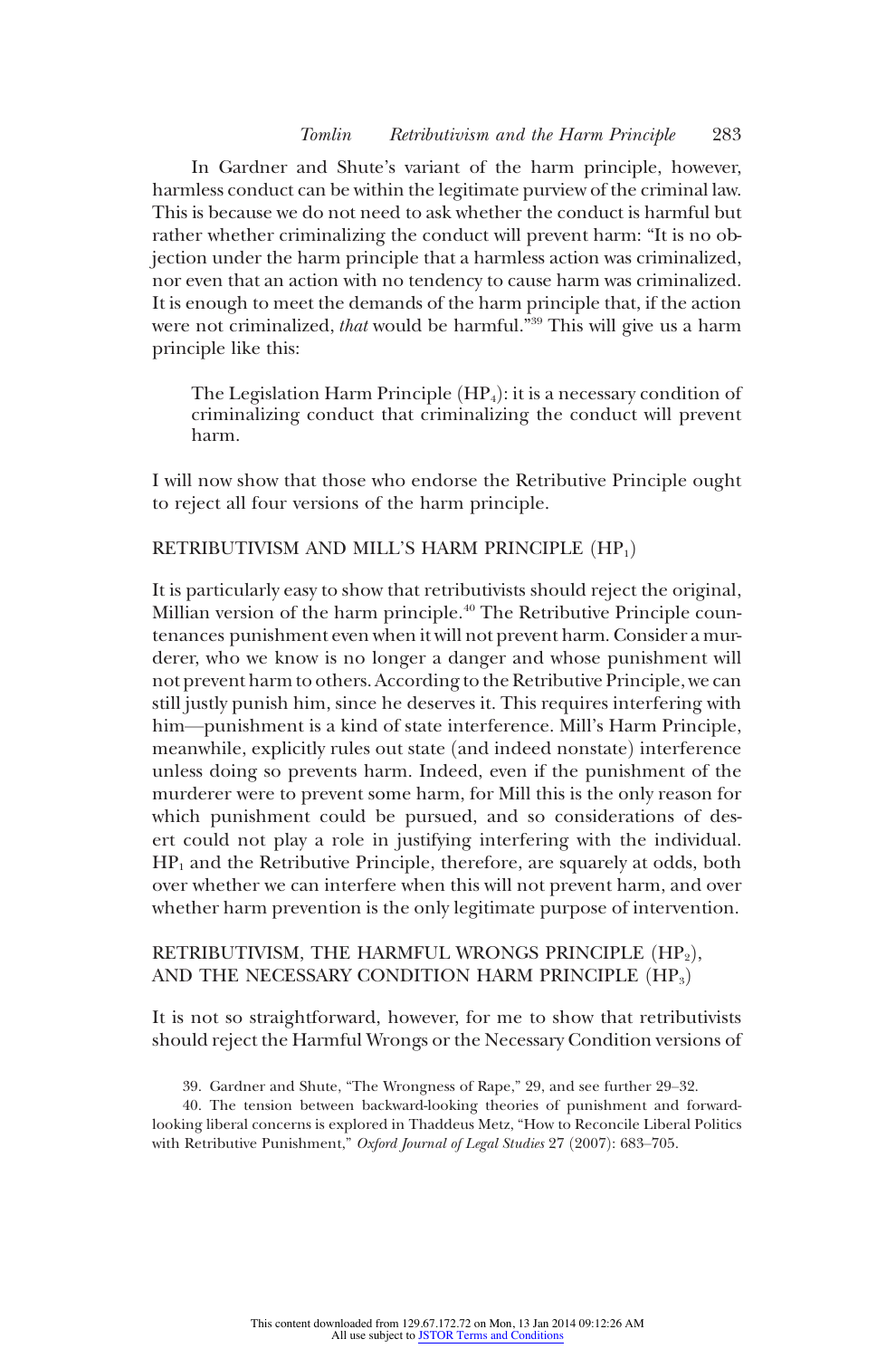In Gardner and Shute's variant of the harm principle, however, harmless conduct can be within the legitimate purview of the criminal law. This is because we do not need to ask whether the conduct is harmful but rather whether criminalizing the conduct will prevent harm: "It is no objection under the harm principle that a harmless action was criminalized, nor even that an action with no tendency to cause harm was criminalized. It is enough to meet the demands of the harm principle that, if the action were not criminalized, *that* would be harmful."[39] This will give us a harm principle like this:

> The Legislation Harm Principle ($HP_4$): it is a necessary condition of criminalizing conduct that criminalizing the conduct will prevent harm.

I will now show that those who endorse the Retributive Principle ought to reject all four versions of the harm principle.

## RETRIBUTIVISM AND MILL'S HARM PRINCIPLE ($HP_1$)

It is particularly easy to show that retributivists should reject the original, Millian version of the harm principle.[40] The Retributive Principle countenances punishment even when it will not prevent harm. Consider a murderer, who we know is no longer a danger and whose punishment will not prevent harm to others. According to the Retributive Principle, we can still justly punish him, since he deserves it. This requires interfering with him—punishment is a kind of state interference. Mill's Harm Principle, meanwhile, explicitly rules out state (and indeed nonstate) interference unless doing so prevents harm. Indeed, even if the punishment of the murderer were to prevent some harm, for Mill this is the only reason for which punishment could be pursued, and so considerations of desert could not play a role in justifying interfering with the individual. $HP_1$ and the Retributive Principle, therefore, are squarely at odds, both over whether we can interfere when this will not prevent harm, and over whether harm prevention is the only legitimate purpose of intervention.

## RETRIBUTIVISM, THE HARMFUL WRONGS PRINCIPLE ($HP_2$), AND THE NECESSARY CONDITION HARM PRINCIPLE ($HP_3$)

It is not so straightforward, however, for me to show that retributivists should reject the Harmful Wrongs or the Necessary Condition versions of

39. Gardner and Shute, "The Wrongness of Rape," 29, and see further 29–32.

40. The tension between backward-looking theories of punishment and forward-looking liberal concerns is explored in Thaddeus Metz, "How to Reconcile Liberal Politics with Retributive Punishment," *Oxford Journal of Legal Studies* 27 (2007): 683–705.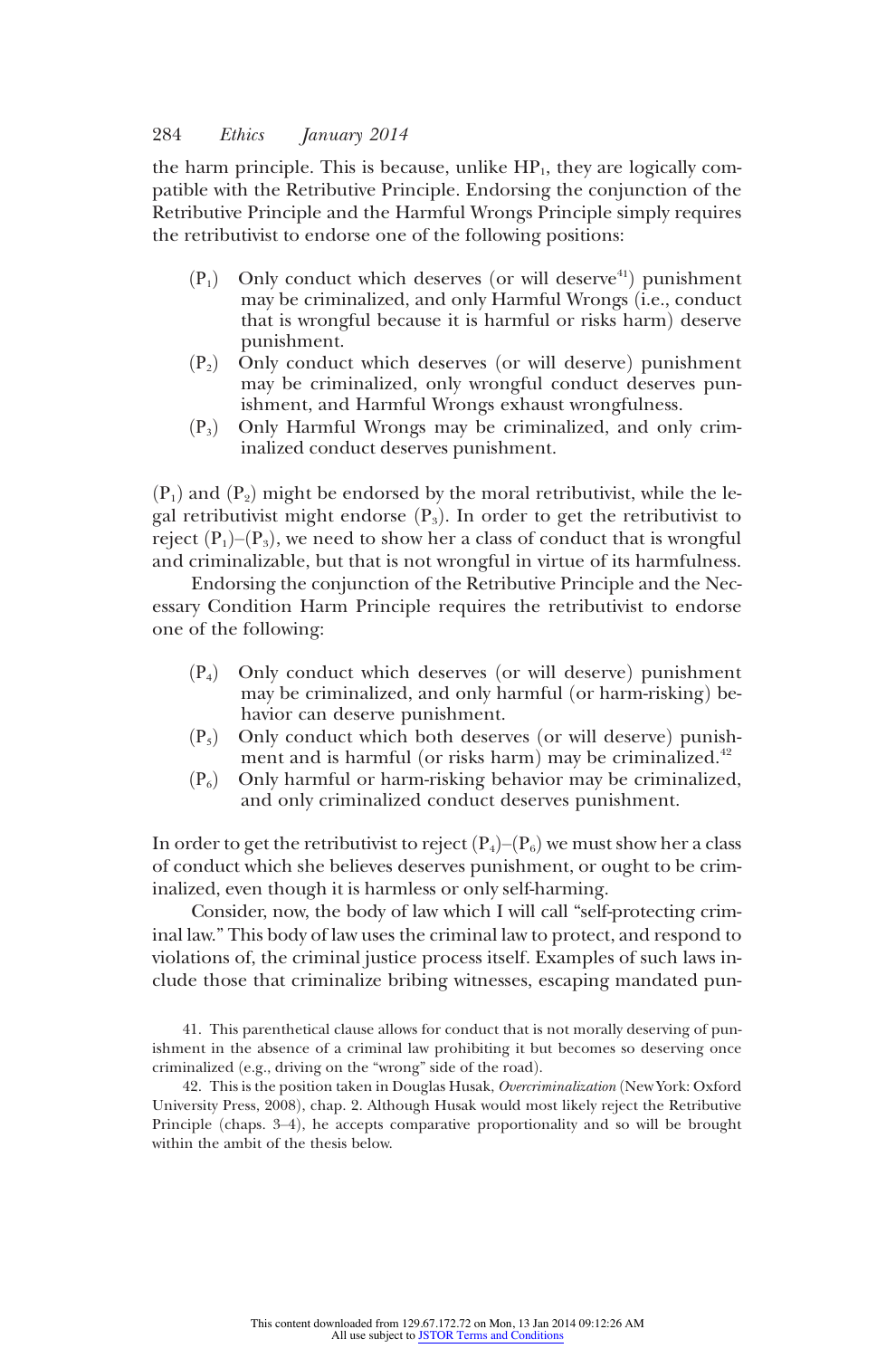the harm principle. This is because, unlike $HP_1$, they are logically compatible with the Retributive Principle. Endorsing the conjunction of the Retributive Principle and the Harmful Wrongs Principle simply requires the retributivist to endorse one of the following positions:

- ($P_1$) Only conduct which deserves (or will deserve[41]) punishment may be criminalized, and only Harmful Wrongs (i.e., conduct that is wrongful because it is harmful or risks harm) deserve punishment.
- ($P_2$) Only conduct which deserves (or will deserve) punishment may be criminalized, only wrongful conduct deserves punishment, and Harmful Wrongs exhaust wrongfulness.
- ($P_3$) Only Harmful Wrongs may be criminalized, and only criminalized conduct deserves punishment.

($P_1$) and ($P_2$) might be endorsed by the moral retributivist, while the legal retributivist might endorse ($P_3$). In order to get the retributivist to reject ($P_1$)–($P_3$), we need to show her a class of conduct that is wrongful and criminalizable, but that is not wrongful in virtue of its harmfulness.

Endorsing the conjunction of the Retributive Principle and the Necessary Condition Harm Principle requires the retributivist to endorse one of the following:

- ($P_4$) Only conduct which deserves (or will deserve) punishment may be criminalized, and only harmful (or harm-risking) behavior can deserve punishment.
- ($P_5$) Only conduct which both deserves (or will deserve) punishment and is harmful (or risks harm) may be criminalized.[42]
- ($P_6$) Only harmful or harm-risking behavior may be criminalized, and only criminalized conduct deserves punishment.

In order to get the retributivist to reject ($P_4$)–($P_6$) we must show her a class of conduct which she believes deserves punishment, or ought to be criminalized, even though it is harmless or only self-harming.

Consider, now, the body of law which I will call "self-protecting criminal law." This body of law uses the criminal law to protect, and respond to violations of, the criminal justice process itself. Examples of such laws include those that criminalize bribing witnesses, escaping mandated pun-

41. This parenthetical clause allows for conduct that is not morally deserving of punishment in the absence of a criminal law prohibiting it but becomes so deserving once criminalized (e.g., driving on the "wrong" side of the road).

42. This is the position taken in Douglas Husak, *Overcriminalization* (New York: Oxford University Press, 2008), chap. 2. Although Husak would most likely reject the Retributive Principle (chaps. 3–4), he accepts comparative proportionality and so will be brought within the ambit of the thesis below.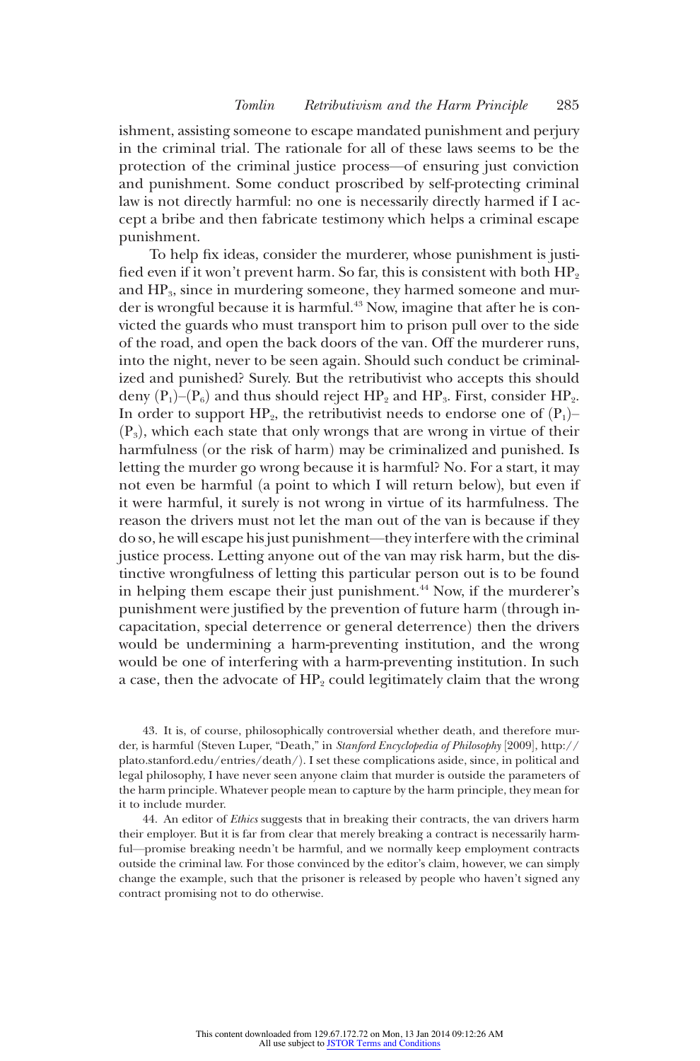ishment, assisting someone to escape mandated punishment and perjury in the criminal trial. The rationale for all of these laws seems to be the protection of the criminal justice process—of ensuring just conviction and punishment. Some conduct proscribed by self-protecting criminal law is not directly harmful: no one is necessarily directly harmed if I accept a bribe and then fabricate testimony which helps a criminal escape punishment.

To help fix ideas, consider the murderer, whose punishment is justified even if it won't prevent harm. So far, this is consistent with both $HP_2$ and $HP_3$, since in murdering someone, they harmed someone and murder is wrongful because it is harmful.[43] Now, imagine that after he is convicted the guards who must transport him to prison pull over to the side of the road, and open the back doors of the van. Off the murderer runs, into the night, never to be seen again. Should such conduct be criminalized and punished? Surely. But the retributivist who accepts this should deny $(P_1)$–$(P_6)$ and thus should reject $HP_2$ and $HP_3$. First, consider $HP_2$. In order to support $HP_2$, the retributivist needs to endorse one of $(P_1)$–$(P_3)$, which each state that only wrongs that are wrong in virtue of their harmfulness (or the risk of harm) may be criminalized and punished. Is letting the murder go wrong because it is harmful? No. For a start, it may not even be harmful (a point to which I will return below), but even if it were harmful, it surely is not wrong in virtue of its harmfulness. The reason the drivers must not let the man out of the van is because if they do so, he will escape his just punishment—they interfere with the criminal justice process. Letting anyone out of the van may risk harm, but the distinctive wrongfulness of letting this particular person out is to be found in helping them escape their just punishment.[44] Now, if the murderer's punishment were justified by the prevention of future harm (through incapacitation, special deterrence or general deterrence) then the drivers would be undermining a harm-preventing institution, and the wrong would be one of interfering with a harm-preventing institution. In such a case, then the advocate of $HP_2$ could legitimately claim that the wrong

43. It is, of course, philosophically controversial whether death, and therefore murder, is harmful (Steven Luper, "Death," in *Stanford Encyclopedia of Philosophy* [2009], http://plato.stanford.edu/entries/death/). I set these complications aside, since, in political and legal philosophy, I have never seen anyone claim that murder is outside the parameters of the harm principle. Whatever people mean to capture by the harm principle, they mean for it to include murder.

44. An editor of *Ethics* suggests that in breaking their contracts, the van drivers harm their employer. But it is far from clear that merely breaking a contract is necessarily harmful—promise breaking needn't be harmful, and we normally keep employment contracts outside the criminal law. For those convinced by the editor's claim, however, we can simply change the example, such that the prisoner is released by people who haven't signed any contract promising not to do otherwise.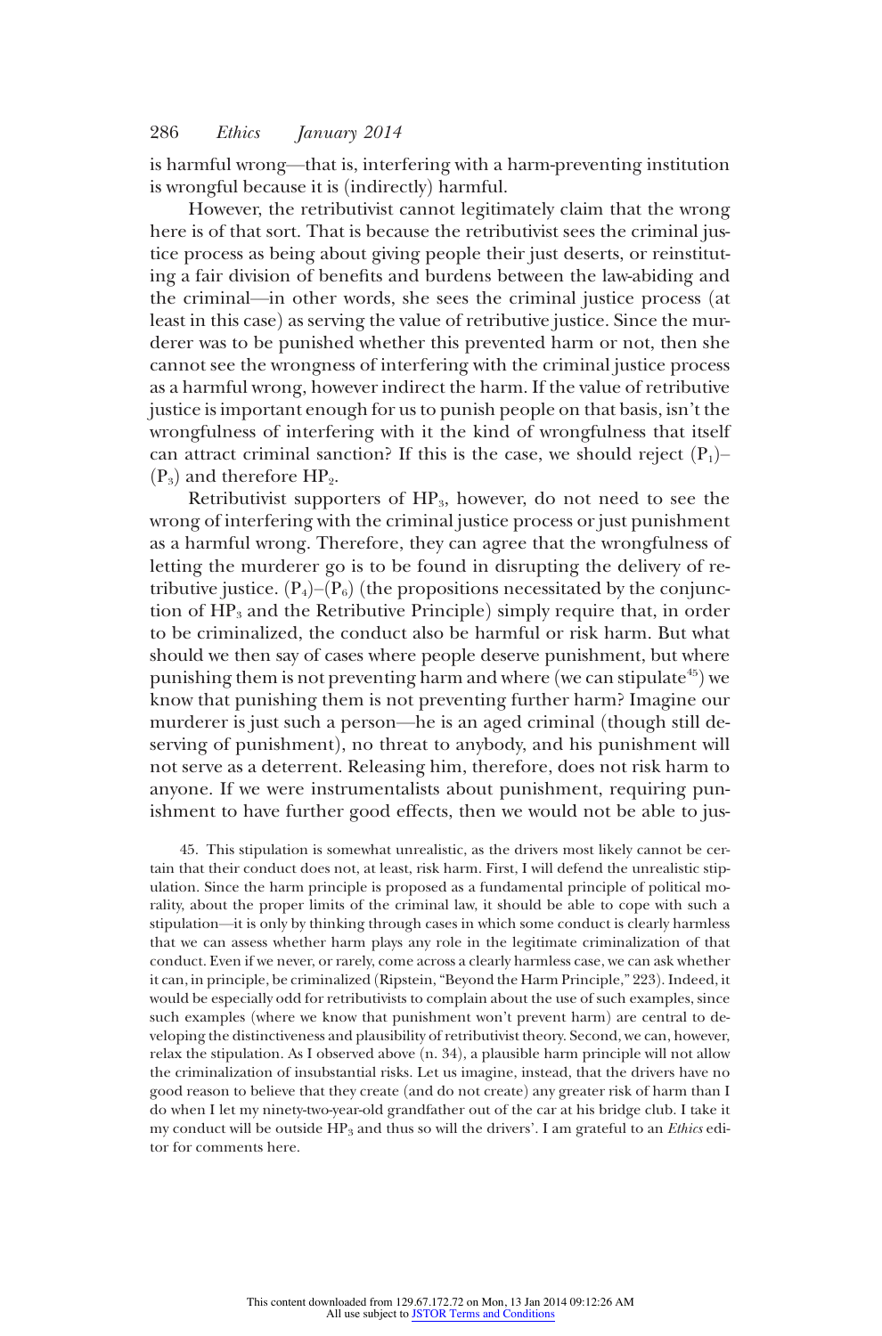is harmful wrong—that is, interfering with a harm-preventing institution is wrongful because it is (indirectly) harmful.

However, the retributivist cannot legitimately claim that the wrong here is of that sort. That is because the retributivist sees the criminal justice process as being about giving people their just deserts, or reinstituting a fair division of benefits and burdens between the law-abiding and the criminal—in other words, she sees the criminal justice process (at least in this case) as serving the value of retributive justice. Since the murderer was to be punished whether this prevented harm or not, then she cannot see the wrongness of interfering with the criminal justice process as a harmful wrong, however indirect the harm. If the value of retributive justice is important enough for us to punish people on that basis, isn't the wrongfulness of interfering with it the kind of wrongfulness that itself can attract criminal sanction? If this is the case, we should reject ($P_1$)–($P_3$) and therefore $HP_2$.

Retributivist supporters of $HP_3$, however, do not need to see the wrong of interfering with the criminal justice process or just punishment as a harmful wrong. Therefore, they can agree that the wrongfulness of letting the murderer go is to be found in disrupting the delivery of retributive justice. ($P_4$)–($P_6$) (the propositions necessitated by the conjunction of $HP_3$ and the Retributive Principle) simply require that, in order to be criminalized, the conduct also be harmful or risk harm. But what should we then say of cases where people deserve punishment, but where punishing them is not preventing harm and where (we can stipulate[45]) we know that punishing them is not preventing further harm? Imagine our murderer is just such a person—he is an aged criminal (though still deserving of punishment), no threat to anybody, and his punishment will not serve as a deterrent. Releasing him, therefore, does not risk harm to anyone. If we were instrumentalists about punishment, requiring punishment to have further good effects, then we would not be able to jus-

45. This stipulation is somewhat unrealistic, as the drivers most likely cannot be certain that their conduct does not, at least, risk harm. First, I will defend the unrealistic stipulation. Since the harm principle is proposed as a fundamental principle of political morality, about the proper limits of the criminal law, it should be able to cope with such a stipulation—it is only by thinking through cases in which some conduct is clearly harmless that we can assess whether harm plays any role in the legitimate criminalization of that conduct. Even if we never, or rarely, come across a clearly harmless case, we can ask whether it can, in principle, be criminalized (Ripstein, "Beyond the Harm Principle," 223). Indeed, it would be especially odd for retributivists to complain about the use of such examples, since such examples (where we know that punishment won't prevent harm) are central to developing the distinctiveness and plausibility of retributivist theory. Second, we can, however, relax the stipulation. As I observed above (n. 34), a plausible harm principle will not allow the criminalization of insubstantial risks. Let us imagine, instead, that the drivers have no good reason to believe that they create (and do not create) any greater risk of harm than I do when I let my ninety-two-year-old grandfather out of the car at his bridge club. I take it my conduct will be outside $HP_3$ and thus so will the drivers'. I am grateful to an *Ethics* editor for comments here.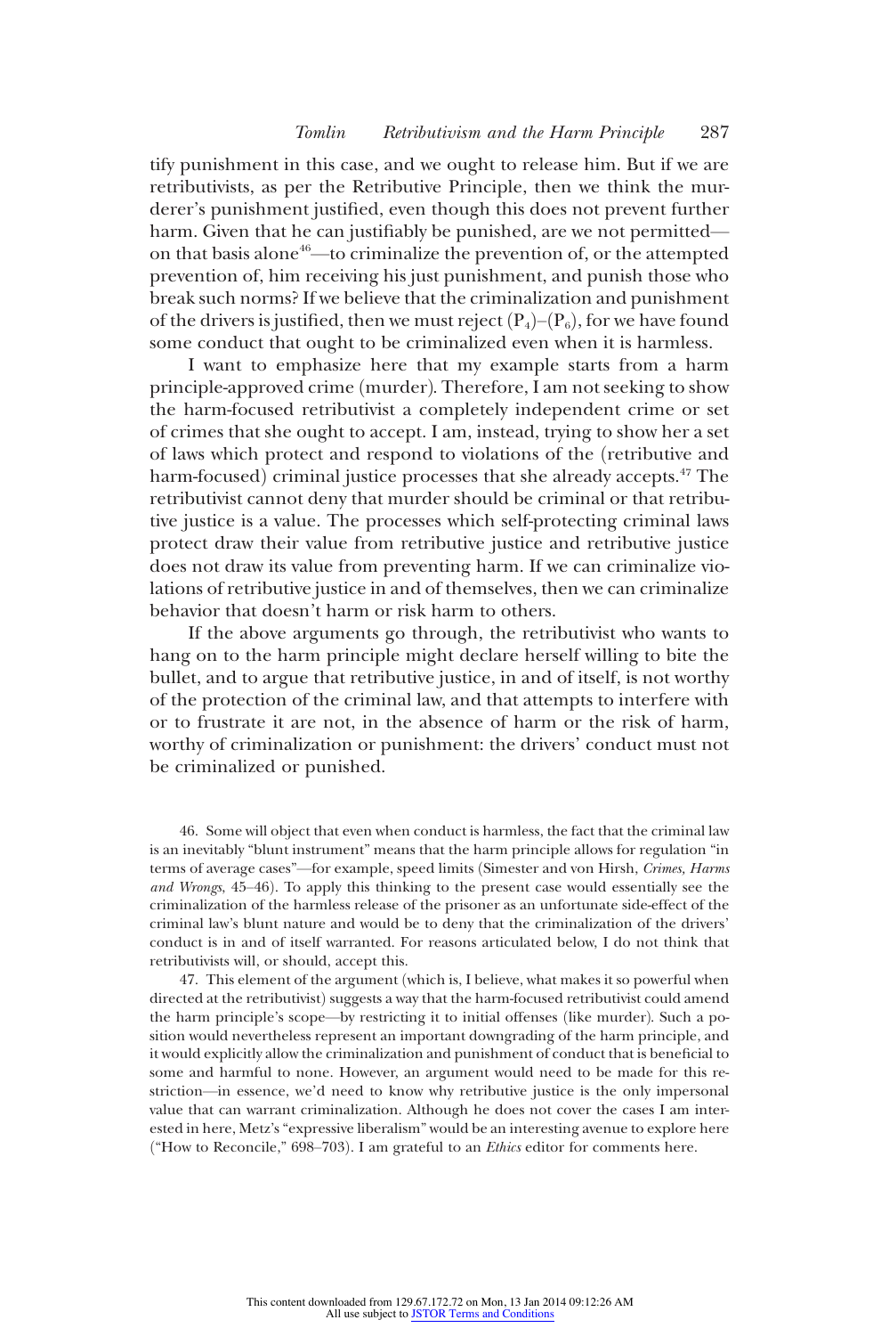tify punishment in this case, and we ought to release him. But if we are retributivists, as per the Retributive Principle, then we think the murderer's punishment justified, even though this does not prevent further harm. Given that he can justifiably be punished, are we not permitted—on that basis alone[46]—to criminalize the prevention of, or the attempted prevention of, him receiving his just punishment, and punish those who break such norms? If we believe that the criminalization and punishment of the drivers is justified, then we must reject $(P_4)$–$(P_6)$, for we have found some conduct that ought to be criminalized even when it is harmless.

I want to emphasize here that my example starts from a harm principle-approved crime (murder). Therefore, I am not seeking to show the harm-focused retributivist a completely independent crime or set of crimes that she ought to accept. I am, instead, trying to show her a set of laws which protect and respond to violations of the (retributive and harm-focused) criminal justice processes that she already accepts.[47] The retributivist cannot deny that murder should be criminal or that retributive justice is a value. The processes which self-protecting criminal laws protect draw their value from retributive justice and retributive justice does not draw its value from preventing harm. If we can criminalize violations of retributive justice in and of themselves, then we can criminalize behavior that doesn't harm or risk harm to others.

If the above arguments go through, the retributivist who wants to hang on to the harm principle might declare herself willing to bite the bullet, and to argue that retributive justice, in and of itself, is not worthy of the protection of the criminal law, and that attempts to interfere with or to frustrate it are not, in the absence of harm or the risk of harm, worthy of criminalization or punishment: the drivers' conduct must not be criminalized or punished.

46. Some will object that even when conduct is harmless, the fact that the criminal law is an inevitably "blunt instrument" means that the harm principle allows for regulation "in terms of average cases"—for example, speed limits (Simester and von Hirsh, *Crimes, Harms and Wrongs*, 45–46). To apply this thinking to the present case would essentially see the criminalization of the harmless release of the prisoner as an unfortunate side-effect of the criminal law's blunt nature and would be to deny that the criminalization of the drivers' conduct is in and of itself warranted. For reasons articulated below, I do not think that retributivists will, or should, accept this.

47. This element of the argument (which is, I believe, what makes it so powerful when directed at the retributivist) suggests a way that the harm-focused retributivist could amend the harm principle's scope—by restricting it to initial offenses (like murder). Such a position would nevertheless represent an important downgrading of the harm principle, and it would explicitly allow the criminalization and punishment of conduct that is beneficial to some and harmful to none. However, an argument would need to be made for this restriction—in essence, we'd need to know why retributive justice is the only impersonal value that can warrant criminalization. Although he does not cover the cases I am interested in here, Metz's "expressive liberalism" would be an interesting avenue to explore here ("How to Reconcile," 698–703). I am grateful to an *Ethics* editor for comments here.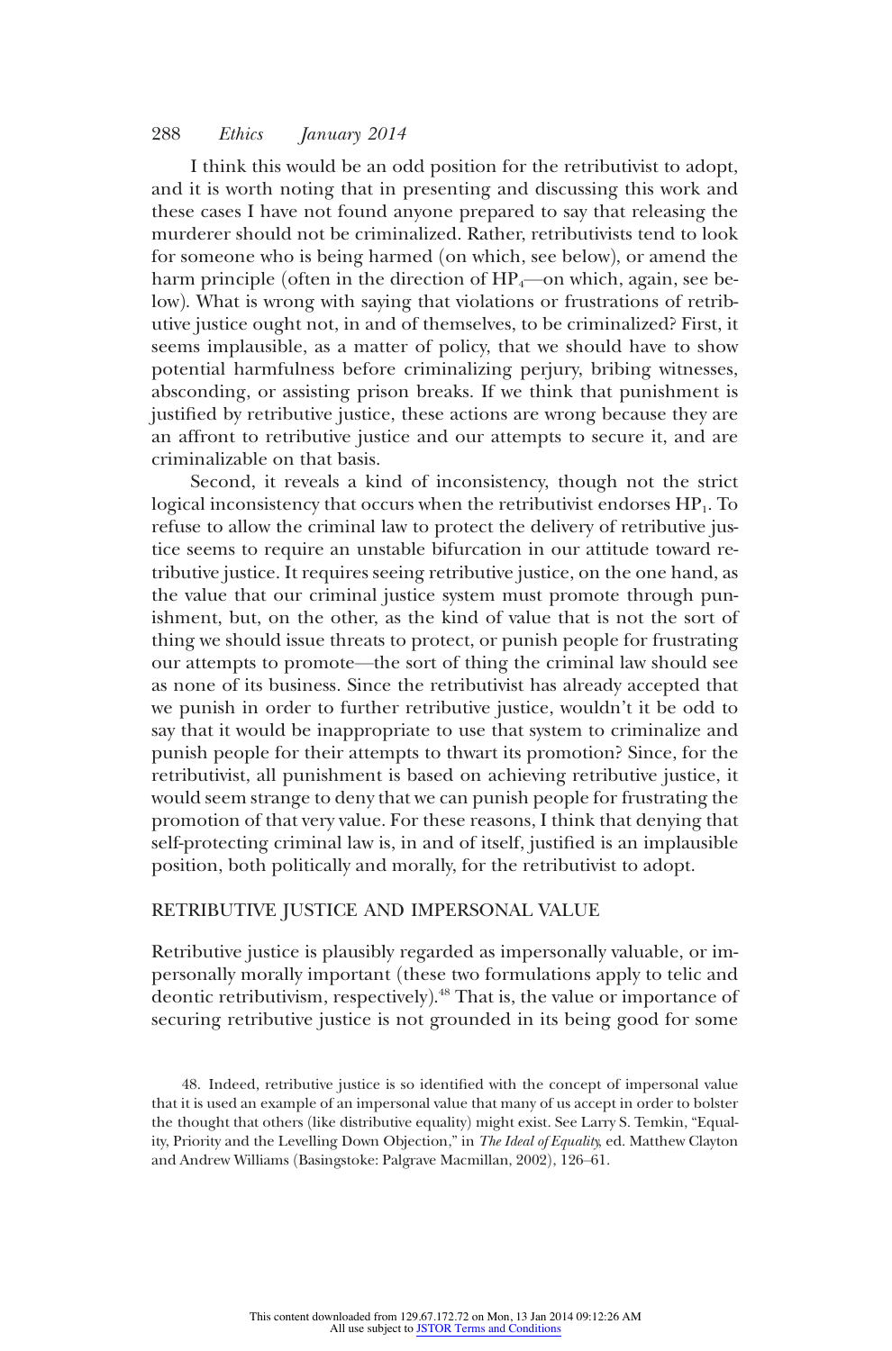I think this would be an odd position for the retributivist to adopt, and it is worth noting that in presenting and discussing this work and these cases I have not found anyone prepared to say that releasing the murderer should not be criminalized. Rather, retributivists tend to look for someone who is being harmed (on which, see below), or amend the harm principle (often in the direction of $HP_4$—on which, again, see below). What is wrong with saying that violations or frustrations of retributive justice ought not, in and of themselves, to be criminalized? First, it seems implausible, as a matter of policy, that we should have to show potential harmfulness before criminalizing perjury, bribing witnesses, absconding, or assisting prison breaks. If we think that punishment is justified by retributive justice, these actions are wrong because they are an affront to retributive justice and our attempts to secure it, and are criminalizable on that basis.

Second, it reveals a kind of inconsistency, though not the strict logical inconsistency that occurs when the retributivist endorses $HP_1$. To refuse to allow the criminal law to protect the delivery of retributive justice seems to require an unstable bifurcation in our attitude toward retributive justice. It requires seeing retributive justice, on the one hand, as the value that our criminal justice system must promote through punishment, but, on the other, as the kind of value that is not the sort of thing we should issue threats to protect, or punish people for frustrating our attempts to promote—the sort of thing the criminal law should see as none of its business. Since the retributivist has already accepted that we punish in order to further retributive justice, wouldn't it be odd to say that it would be inappropriate to use that system to criminalize and punish people for their attempts to thwart its promotion? Since, for the retributivist, all punishment is based on achieving retributive justice, it would seem strange to deny that we can punish people for frustrating the promotion of that very value. For these reasons, I think that denying that self-protecting criminal law is, in and of itself, justified is an implausible position, both politically and morally, for the retributivist to adopt.

## RETRIBUTIVE JUSTICE AND IMPERSONAL VALUE

Retributive justice is plausibly regarded as impersonally valuable, or impersonally morally important (these two formulations apply to telic and deontic retributivism, respectively).[48] That is, the value or importance of securing retributive justice is not grounded in its being good for some

48. Indeed, retributive justice is so identified with the concept of impersonal value that it is used an example of an impersonal value that many of us accept in order to bolster the thought that others (like distributive equality) might exist. See Larry S. Temkin, "Equality, Priority and the Levelling Down Objection," in *The Ideal of Equality*, ed. Matthew Clayton and Andrew Williams (Basingstoke: Palgrave Macmillan, 2002), 126–61.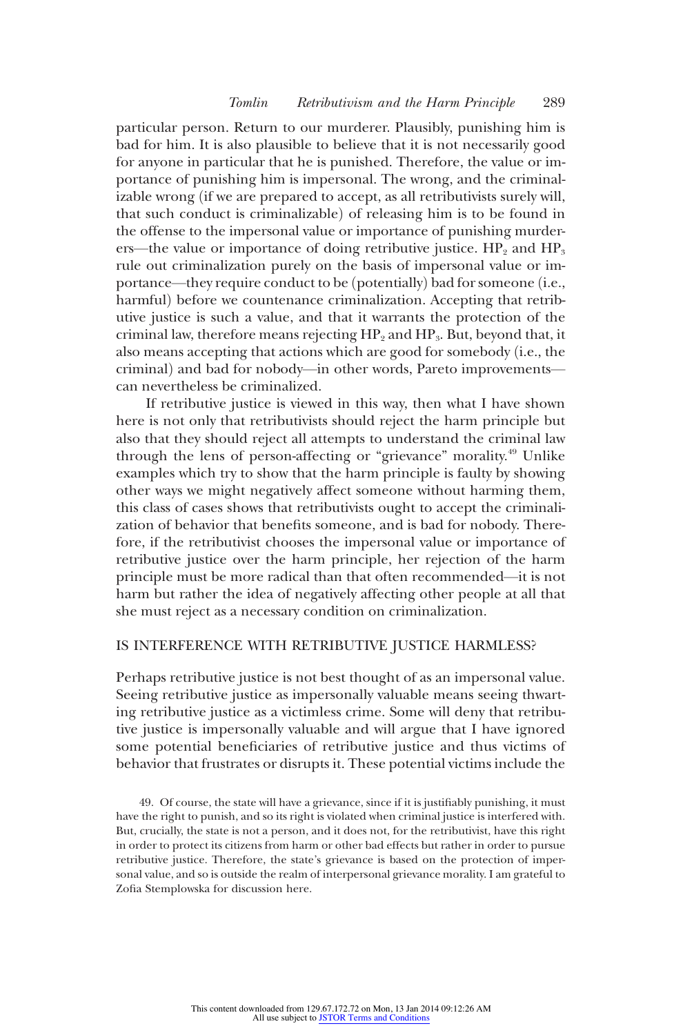particular person. Return to our murderer. Plausibly, punishing him is bad for him. It is also plausible to believe that it is not necessarily good for anyone in particular that he is punished. Therefore, the value or importance of punishing him is impersonal. The wrong, and the criminalizable wrong (if we are prepared to accept, as all retributivists surely will, that such conduct is criminalizable) of releasing him is to be found in the offense to the impersonal value or importance of punishing murderers—the value or importance of doing retributive justice. $HP_2$ and $HP_3$ rule out criminalization purely on the basis of impersonal value or importance—they require conduct to be (potentially) bad for someone (i.e., harmful) before we countenance criminalization. Accepting that retributive justice is such a value, and that it warrants the protection of the criminal law, therefore means rejecting $HP_2$ and $HP_3$. But, beyond that, it also means accepting that actions which are good for somebody (i.e., the criminal) and bad for nobody—in other words, Pareto improvements—can nevertheless be criminalized.

If retributive justice is viewed in this way, then what I have shown here is not only that retributivists should reject the harm principle but also that they should reject all attempts to understand the criminal law through the lens of person-affecting or "grievance" morality.[49] Unlike examples which try to show that the harm principle is faulty by showing other ways we might negatively affect someone without harming them, this class of cases shows that retributivists ought to accept the criminalization of behavior that benefits someone, and is bad for nobody. Therefore, if the retributivist chooses the impersonal value or importance of retributive justice over the harm principle, her rejection of the harm principle must be more radical than that often recommended—it is not harm but rather the idea of negatively affecting other people at all that she must reject as a necessary condition on criminalization.

## IS INTERFERENCE WITH RETRIBUTIVE JUSTICE HARMLESS?

Perhaps retributive justice is not best thought of as an impersonal value. Seeing retributive justice as impersonally valuable means seeing thwarting retributive justice as a victimless crime. Some will deny that retributive justice is impersonally valuable and will argue that I have ignored some potential beneficiaries of retributive justice and thus victims of behavior that frustrates or disrupts it. These potential victims include the

49. Of course, the state will have a grievance, since if it is justifiably punishing, it must have the right to punish, and so its right is violated when criminal justice is interfered with. But, crucially, the state is not a person, and it does not, for the retributivist, have this right in order to protect its citizens from harm or other bad effects but rather in order to pursue retributive justice. Therefore, the state's grievance is based on the protection of impersonal value, and so is outside the realm of interpersonal grievance morality. I am grateful to Zofia Stemplowska for discussion here.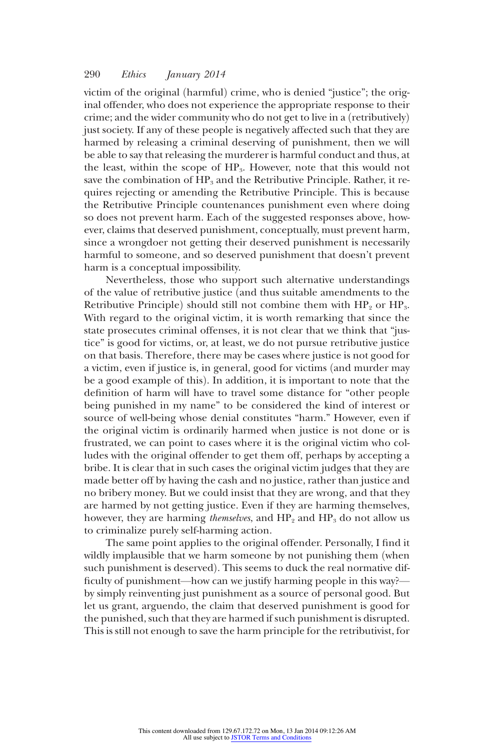victim of the original (harmful) crime, who is denied "justice"; the original offender, who does not experience the appropriate response to their crime; and the wider community who do not get to live in a (retributively) just society. If any of these people is negatively affected such that they are harmed by releasing a criminal deserving of punishment, then we will be able to say that releasing the murderer is harmful conduct and thus, at the least, within the scope of $HP_3$. However, note that this would not save the combination of $HP_3$ and the Retributive Principle. Rather, it requires rejecting or amending the Retributive Principle. This is because the Retributive Principle countenances punishment even where doing so does not prevent harm. Each of the suggested responses above, however, claims that deserved punishment, conceptually, must prevent harm, since a wrongdoer not getting their deserved punishment is necessarily harmful to someone, and so deserved punishment that doesn't prevent harm is a conceptual impossibility.

Nevertheless, those who support such alternative understandings of the value of retributive justice (and thus suitable amendments to the Retributive Principle) should still not combine them with $HP_2$ or $HP_3$. With regard to the original victim, it is worth remarking that since the state prosecutes criminal offenses, it is not clear that we think that "justice" is good for victims, or, at least, we do not pursue retributive justice on that basis. Therefore, there may be cases where justice is not good for a victim, even if justice is, in general, good for victims (and murder may be a good example of this). In addition, it is important to note that the definition of harm will have to travel some distance for "other people being punished in my name" to be considered the kind of interest or source of well-being whose denial constitutes "harm." However, even if the original victim is ordinarily harmed when justice is not done or is frustrated, we can point to cases where it is the original victim who colludes with the original offender to get them off, perhaps by accepting a bribe. It is clear that in such cases the original victim judges that they are made better off by having the cash and no justice, rather than justice and no bribery money. But we could insist that they are wrong, and that they are harmed by not getting justice. Even if they are harming themselves, however, they are harming *themselves*, and $HP_2$ and $HP_3$ do not allow us to criminalize purely self-harming action.

The same point applies to the original offender. Personally, I find it wildly implausible that we harm someone by not punishing them (when such punishment is deserved). This seems to duck the real normative difficulty of punishment—how can we justify harming people in this way?—by simply reinventing just punishment as a source of personal good. But let us grant, arguendo, the claim that deserved punishment is good for the punished, such that they are harmed if such punishment is disrupted. This is still not enough to save the harm principle for the retributivist, for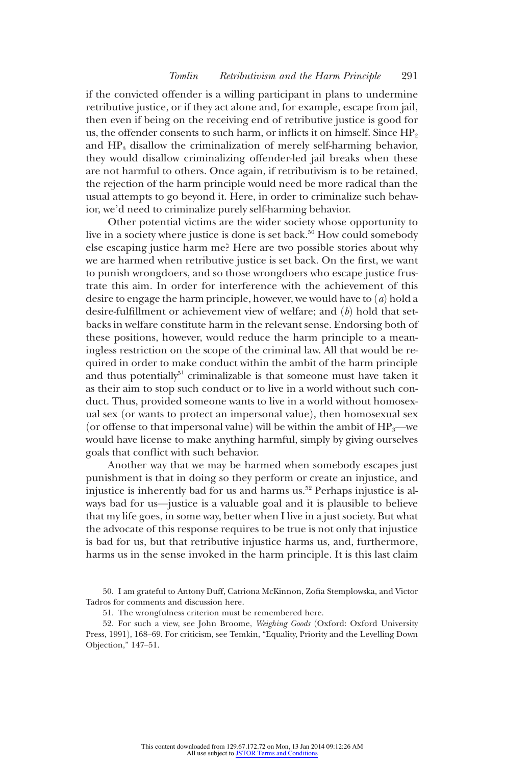if the convicted offender is a willing participant in plans to undermine retributive justice, or if they act alone and, for example, escape from jail, then even if being on the receiving end of retributive justice is good for us, the offender consents to such harm, or inflicts it on himself. Since $HP_2$ and $HP_3$ disallow the criminalization of merely self-harming behavior, they would disallow criminalizing offender-led jail breaks when these are not harmful to others. Once again, if retributivism is to be retained, the rejection of the harm principle would need be more radical than the usual attempts to go beyond it. Here, in order to criminalize such behavior, we'd need to criminalize purely self-harming behavior.

Other potential victims are the wider society whose opportunity to live in a society where justice is done is set back.[50] How could somebody else escaping justice harm me? Here are two possible stories about why we are harmed when retributive justice is set back. On the first, we want to punish wrongdoers, and so those wrongdoers who escape justice frustrate this aim. In order for interference with the achievement of this desire to engage the harm principle, however, we would have to (*a*) hold a desire-fulfillment or achievement view of welfare; and (*b*) hold that setbacks in welfare constitute harm in the relevant sense. Endorsing both of these positions, however, would reduce the harm principle to a meaningless restriction on the scope of the criminal law. All that would be required in order to make conduct within the ambit of the harm principle and thus potentially[51] criminalizable is that someone must have taken it as their aim to stop such conduct or to live in a world without such conduct. Thus, provided someone wants to live in a world without homosexual sex (or wants to protect an impersonal value), then homosexual sex (or offense to that impersonal value) will be within the ambit of $HP_3$—we would have license to make anything harmful, simply by giving ourselves goals that conflict with such behavior.

Another way that we may be harmed when somebody escapes just punishment is that in doing so they perform or create an injustice, and injustice is inherently bad for us and harms us.[52] Perhaps injustice is always bad for us—justice is a valuable goal and it is plausible to believe that my life goes, in some way, better when I live in a just society. But what the advocate of this response requires to be true is not only that injustice is bad for us, but that retributive injustice harms us, and, furthermore, harms us in the sense invoked in the harm principle. It is this last claim

50. I am grateful to Antony Duff, Catriona McKinnon, Zofia Stemplowska, and Victor Tadros for comments and discussion here.

51. The wrongfulness criterion must be remembered here.

52. For such a view, see John Broome, *Weighing Goods* (Oxford: Oxford University Press, 1991), 168–69. For criticism, see Temkin, "Equality, Priority and the Levelling Down Objection," 147–51.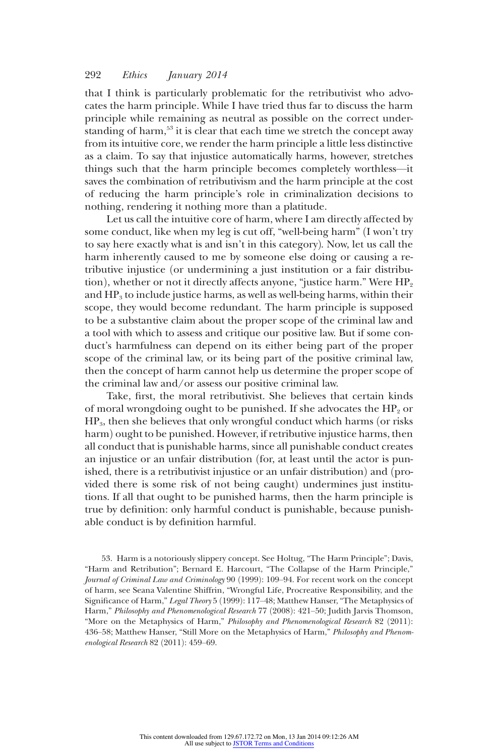that I think is particularly problematic for the retributivist who advocates the harm principle. While I have tried thus far to discuss the harm principle while remaining as neutral as possible on the correct understanding of harm,[53] it is clear that each time we stretch the concept away from its intuitive core, we render the harm principle a little less distinctive as a claim. To say that injustice automatically harms, however, stretches things such that the harm principle becomes completely worthless—it saves the combination of retributivism and the harm principle at the cost of reducing the harm principle's role in criminalization decisions to nothing, rendering it nothing more than a platitude.

Let us call the intuitive core of harm, where I am directly affected by some conduct, like when my leg is cut off, "well-being harm" (I won't try to say here exactly what is and isn't in this category). Now, let us call the harm inherently caused to me by someone else doing or causing a retributive injustice (or undermining a just institution or a fair distribution), whether or not it directly affects anyone, "justice harm." Were $HP_2$ and $HP_3$ to include justice harms, as well as well-being harms, within their scope, they would become redundant. The harm principle is supposed to be a substantive claim about the proper scope of the criminal law and a tool with which to assess and critique our positive law. But if some conduct's harmfulness can depend on its either being part of the proper scope of the criminal law, or its being part of the positive criminal law, then the concept of harm cannot help us determine the proper scope of the criminal law and/or assess our positive criminal law.

Take, first, the moral retributivist. She believes that certain kinds of moral wrongdoing ought to be punished. If she advocates the $HP_2$ or $HP_3$, then she believes that only wrongful conduct which harms (or risks harm) ought to be punished. However, if retributive injustice harms, then all conduct that is punishable harms, since all punishable conduct creates an injustice or an unfair distribution (for, at least until the actor is punished, there is a retributivist injustice or an unfair distribution) and (provided there is some risk of not being caught) undermines just institutions. If all that ought to be punished harms, then the harm principle is true by definition: only harmful conduct is punishable, because punishable conduct is by definition harmful.

53. Harm is a notoriously slippery concept. See Holtug, "The Harm Principle"; Davis, "Harm and Retribution"; Bernard E. Harcourt, "The Collapse of the Harm Principle," *Journal of Criminal Law and Criminology* 90 (1999): 109–94. For recent work on the concept of harm, see Seana Valentine Shiffrin, "Wrongful Life, Procreative Responsibility, and the Significance of Harm," *Legal Theory* 5 (1999): 117–48; Matthew Hanser, "The Metaphysics of Harm," *Philosophy and Phenomenological Research* 77 (2008): 421–50; Judith Jarvis Thomson, "More on the Metaphysics of Harm," *Philosophy and Phenomenological Research* 82 (2011): 436–58; Matthew Hanser, "Still More on the Metaphysics of Harm," *Philosophy and Phenomenological Research* 82 (2011): 459–69.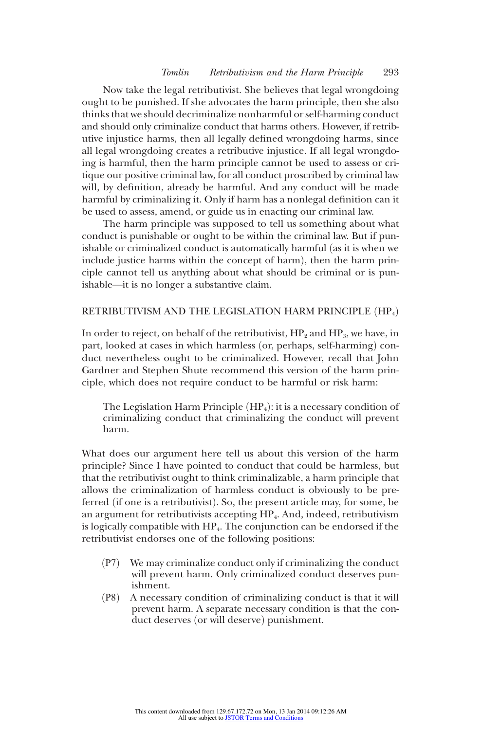Now take the legal retributivist. She believes that legal wrongdoing ought to be punished. If she advocates the harm principle, then she also thinks that we should decriminalize nonharmful or self-harming conduct and should only criminalize conduct that harms others. However, if retributive injustice harms, then all legally defined wrongdoing harms, since all legal wrongdoing creates a retributive injustice. If all legal wrongdoing is harmful, then the harm principle cannot be used to assess or critique our positive criminal law, for all conduct proscribed by criminal law will, by definition, already be harmful. And any conduct will be made harmful by criminalizing it. Only if harm has a nonlegal definition can it be used to assess, amend, or guide us in enacting our criminal law.

The harm principle was supposed to tell us something about what conduct is punishable or ought to be within the criminal law. But if punishable or criminalized conduct is automatically harmful (as it is when we include justice harms within the concept of harm), then the harm principle cannot tell us anything about what should be criminal or is punishable—it is no longer a substantive claim.

## RETRIBUTIVISM AND THE LEGISLATION HARM PRINCIPLE ($HP_4$)

In order to reject, on behalf of the retributivist, $HP_2$ and $HP_3$, we have, in part, looked at cases in which harmless (or, perhaps, self-harming) conduct nevertheless ought to be criminalized. However, recall that John Gardner and Stephen Shute recommend this version of the harm principle, which does not require conduct to be harmful or risk harm:

> The Legislation Harm Principle ($HP_4$): it is a necessary condition of criminalizing conduct that criminalizing the conduct will prevent harm.

What does our argument here tell us about this version of the harm principle? Since I have pointed to conduct that could be harmless, but that the retributivist ought to think criminalizable, a harm principle that allows the criminalization of harmless conduct is obviously to be preferred (if one is a retributivist). So, the present article may, for some, be an argument for retributivists accepting $HP_4$. And, indeed, retributivism is logically compatible with $HP_4$. The conjunction can be endorsed if the retributivist endorses one of the following positions:

(P7) We may criminalize conduct only if criminalizing the conduct will prevent harm. Only criminalized conduct deserves punishment.

(P8) A necessary condition of criminalizing conduct is that it will prevent harm. A separate necessary condition is that the conduct deserves (or will deserve) punishment.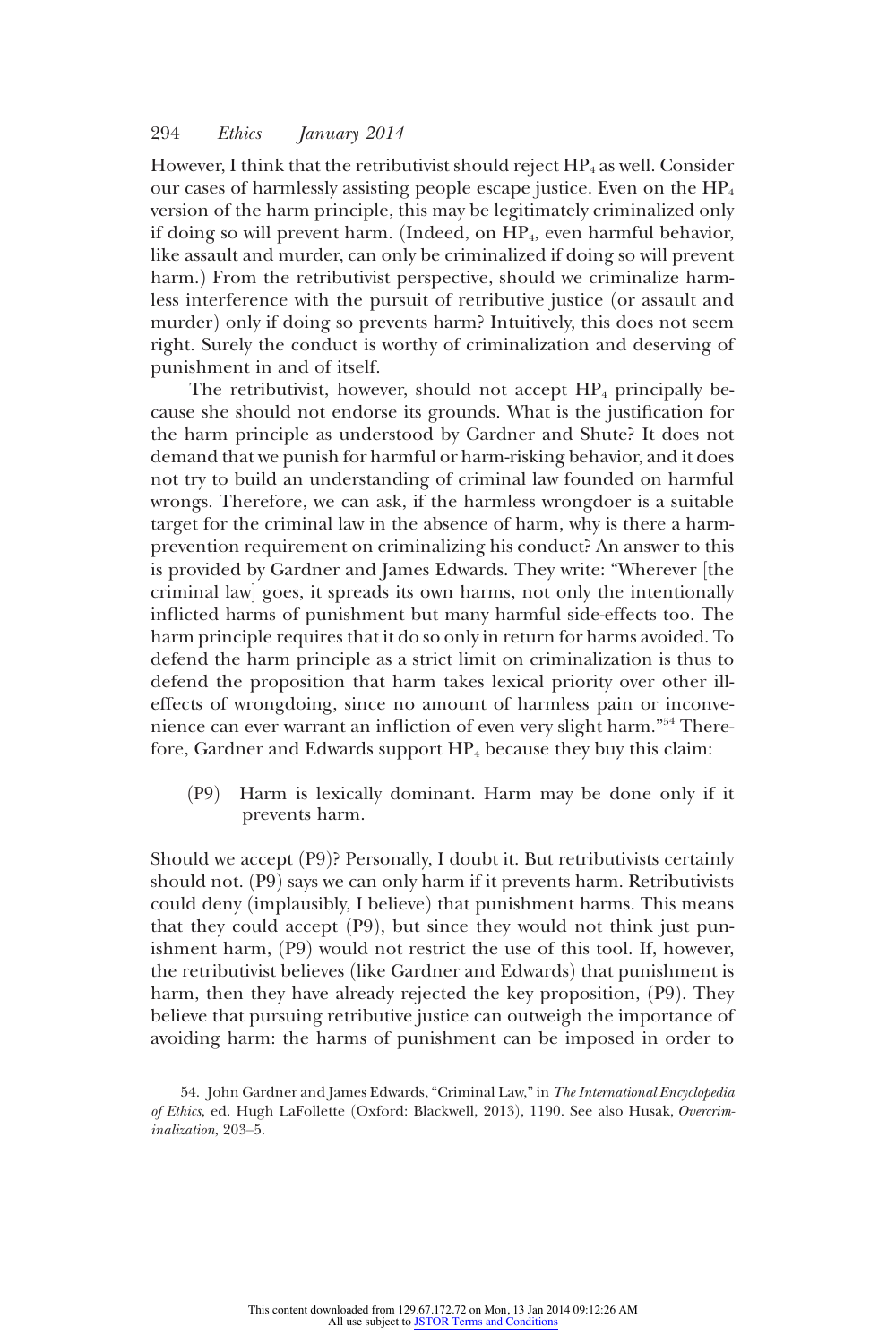However, I think that the retributivist should reject $HP_4$ as well. Consider our cases of harmlessly assisting people escape justice. Even on the $HP_4$ version of the harm principle, this may be legitimately criminalized only if doing so will prevent harm. (Indeed, on $HP_4$, even harmful behavior, like assault and murder, can only be criminalized if doing so will prevent harm.) From the retributivist perspective, should we criminalize harmless interference with the pursuit of retributive justice (or assault and murder) only if doing so prevents harm? Intuitively, this does not seem right. Surely the conduct is worthy of criminalization and deserving of punishment in and of itself.

The retributivist, however, should not accept $HP_4$ principally because she should not endorse its grounds. What is the justification for the harm principle as understood by Gardner and Shute? It does not demand that we punish for harmful or harm-risking behavior, and it does not try to build an understanding of criminal law founded on harmful wrongs. Therefore, we can ask, if the harmless wrongdoer is a suitable target for the criminal law in the absence of harm, why is there a harm-prevention requirement on criminalizing his conduct? An answer to this is provided by Gardner and James Edwards. They write: "Wherever [the criminal law] goes, it spreads its own harms, not only the intentionally inflicted harms of punishment but many harmful side-effects too. The harm principle requires that it do so only in return for harms avoided. To defend the harm principle as a strict limit on criminalization is thus to defend the proposition that harm takes lexical priority over other ill-effects of wrongdoing, since no amount of harmless pain or inconvenience can ever warrant an infliction of even very slight harm."[54] Therefore, Gardner and Edwards support $HP_4$ because they buy this claim:

(P9) Harm is lexically dominant. Harm may be done only if it prevents harm.

Should we accept (P9)? Personally, I doubt it. But retributivists certainly should not. (P9) says we can only harm if it prevents harm. Retributivists could deny (implausibly, I believe) that punishment harms. This means that they could accept (P9), but since they would not think just punishment harm, (P9) would not restrict the use of this tool. If, however, the retributivist believes (like Gardner and Edwards) that punishment is harm, then they have already rejected the key proposition, (P9). They believe that pursuing retributive justice can outweigh the importance of avoiding harm: the harms of punishment can be imposed in order to

54. John Gardner and James Edwards, "Criminal Law," in *The International Encyclopedia of Ethics*, ed. Hugh LaFollette (Oxford: Blackwell, 2013), 1190. See also Husak, *Overcriminalization*, 203–5.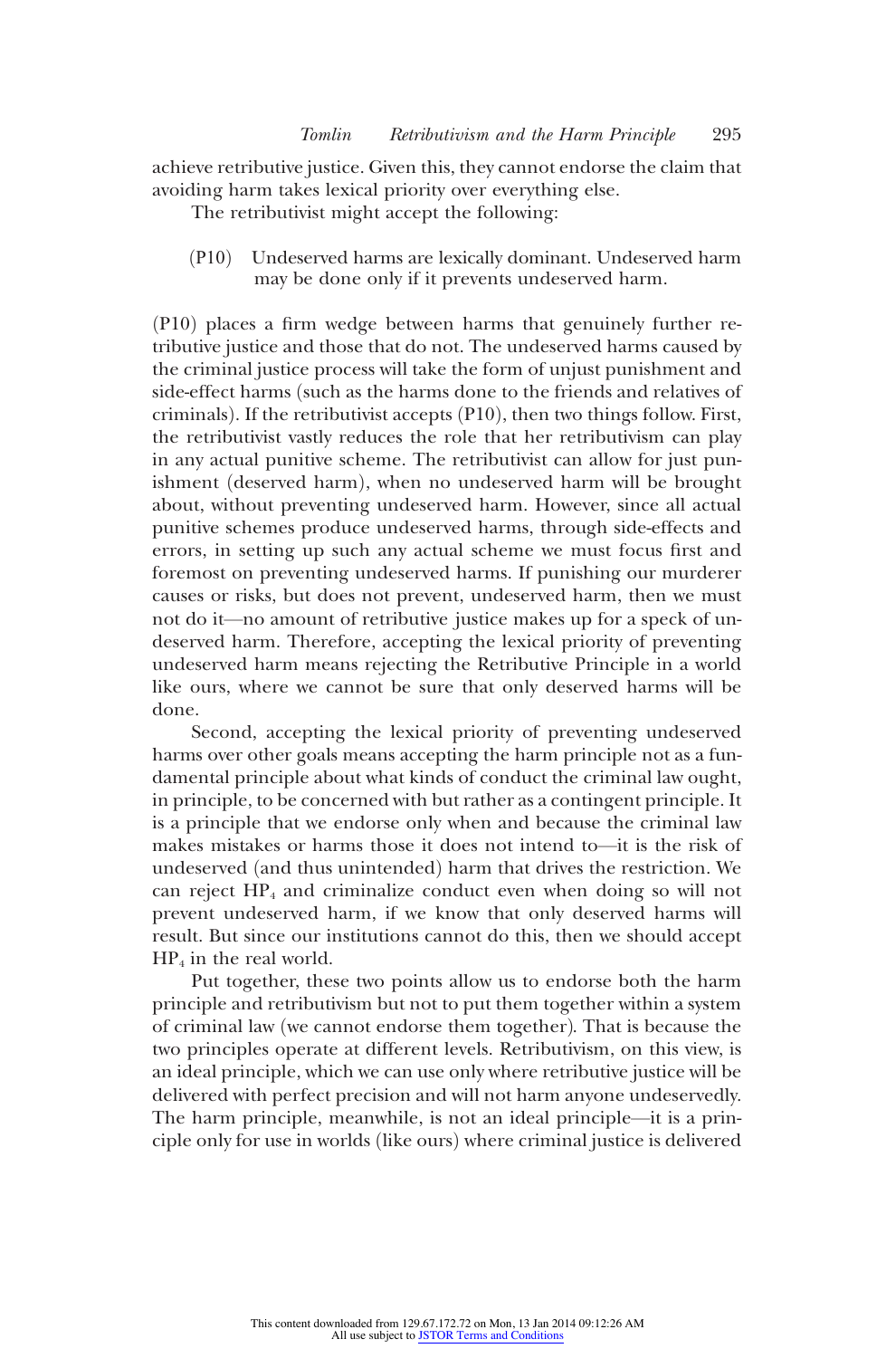achieve retributive justice. Given this, they cannot endorse the claim that avoiding harm takes lexical priority over everything else.

The retributivist might accept the following:

> (P10) Undeserved harms are lexically dominant. Undeserved harm may be done only if it prevents undeserved harm.

(P10) places a firm wedge between harms that genuinely further retributive justice and those that do not. The undeserved harms caused by the criminal justice process will take the form of unjust punishment and side-effect harms (such as the harms done to the friends and relatives of criminals). If the retributivist accepts (P10), then two things follow. First, the retributivist vastly reduces the role that her retributivism can play in any actual punitive scheme. The retributivist can allow for just punishment (deserved harm), when no undeserved harm will be brought about, without preventing undeserved harm. However, since all actual punitive schemes produce undeserved harms, through side-effects and errors, in setting up such any actual scheme we must focus first and foremost on preventing undeserved harms. If punishing our murderer causes or risks, but does not prevent, undeserved harm, then we must not do it—no amount of retributive justice makes up for a speck of undeserved harm. Therefore, accepting the lexical priority of preventing undeserved harm means rejecting the Retributive Principle in a world like ours, where we cannot be sure that only deserved harms will be done.

Second, accepting the lexical priority of preventing undeserved harms over other goals means accepting the harm principle not as a fundamental principle about what kinds of conduct the criminal law ought, in principle, to be concerned with but rather as a contingent principle. It is a principle that we endorse only when and because the criminal law makes mistakes or harms those it does not intend to—it is the risk of undeserved (and thus unintended) harm that drives the restriction. We can reject $HP_4$ and criminalize conduct even when doing so will not prevent undeserved harm, if we know that only deserved harms will result. But since our institutions cannot do this, then we should accept $HP_4$ in the real world.

Put together, these two points allow us to endorse both the harm principle and retributivism but not to put them together within a system of criminal law (we cannot endorse them together). That is because the two principles operate at different levels. Retributivism, on this view, is an ideal principle, which we can use only where retributive justice will be delivered with perfect precision and will not harm anyone undeservedly. The harm principle, meanwhile, is not an ideal principle—it is a principle only for use in worlds (like ours) where criminal justice is delivered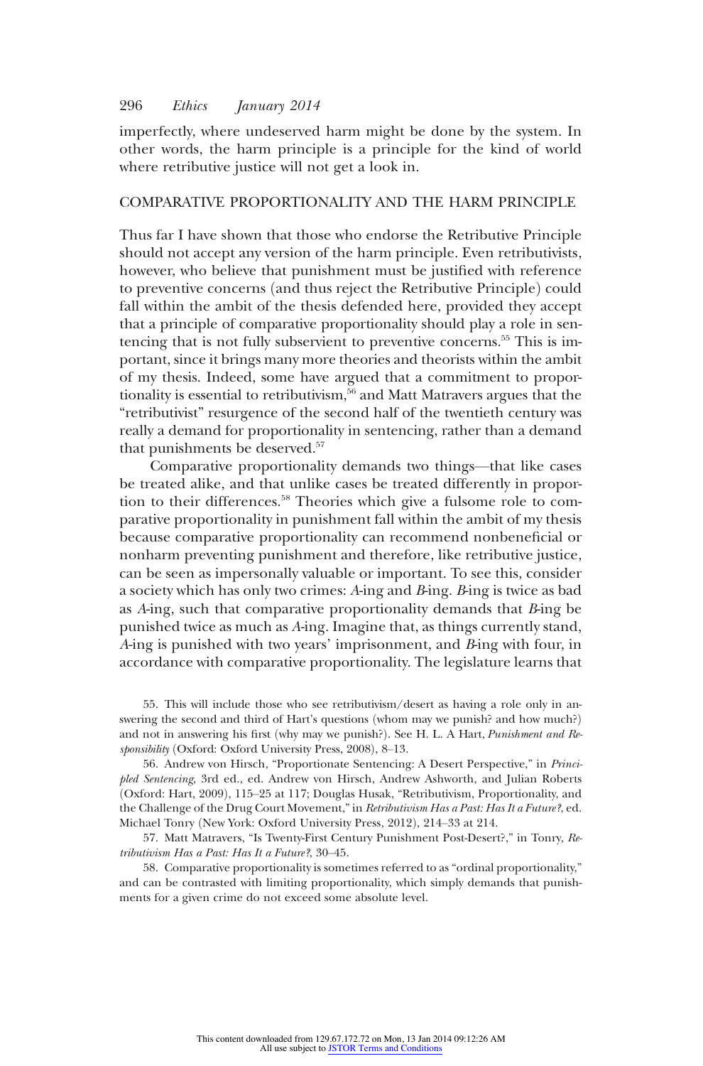imperfectly, where undeserved harm might be done by the system. In other words, the harm principle is a principle for the kind of world where retributive justice will not get a look in.

## COMPARATIVE PROPORTIONALITY AND THE HARM PRINCIPLE

Thus far I have shown that those who endorse the Retributive Principle should not accept any version of the harm principle. Even retributivists, however, who believe that punishment must be justified with reference to preventive concerns (and thus reject the Retributive Principle) could fall within the ambit of the thesis defended here, provided they accept that a principle of comparative proportionality should play a role in sentencing that is not fully subservient to preventive concerns.[55] This is important, since it brings many more theories and theorists within the ambit of my thesis. Indeed, some have argued that a commitment to proportionality is essential to retributivism,[56] and Matt Matravers argues that the "retributivist" resurgence of the second half of the twentieth century was really a demand for proportionality in sentencing, rather than a demand that punishments be deserved.[57]

Comparative proportionality demands two things—that like cases be treated alike, and that unlike cases be treated differently in proportion to their differences.[58] Theories which give a fulsome role to comparative proportionality in punishment fall within the ambit of my thesis because comparative proportionality can recommend nonbeneficial or nonharm preventing punishment and therefore, like retributive justice, can be seen as impersonally valuable or important. To see this, consider a society which has only two crimes: *A*-ing and *B*-ing. *B*-ing is twice as bad as *A*-ing, such that comparative proportionality demands that *B*-ing be punished twice as much as *A*-ing. Imagine that, as things currently stand, *A*-ing is punished with two years' imprisonment, and *B*-ing with four, in accordance with comparative proportionality. The legislature learns that

55. This will include those who see retributivism/desert as having a role only in answering the second and third of Hart's questions (whom may we punish? and how much?) and not in answering his first (why may we punish?). See H. L. A Hart, *Punishment and Responsibility* (Oxford: Oxford University Press, 2008), 8–13.

56. Andrew von Hirsch, "Proportionate Sentencing: A Desert Perspective," in *Principled Sentencing*, 3rd ed., ed. Andrew von Hirsch, Andrew Ashworth, and Julian Roberts (Oxford: Hart, 2009), 115–25 at 117; Douglas Husak, "Retributivism, Proportionality, and the Challenge of the Drug Court Movement," in *Retributivism Has a Past: Has It a Future?*, ed. Michael Tonry (New York: Oxford University Press, 2012), 214–33 at 214.

57. Matt Matravers, "Is Twenty-First Century Punishment Post-Desert?," in Tonry, *Retributivism Has a Past: Has It a Future?*, 30–45.

58. Comparative proportionality is sometimes referred to as "ordinal proportionality," and can be contrasted with limiting proportionality, which simply demands that punishments for a given crime do not exceed some absolute level.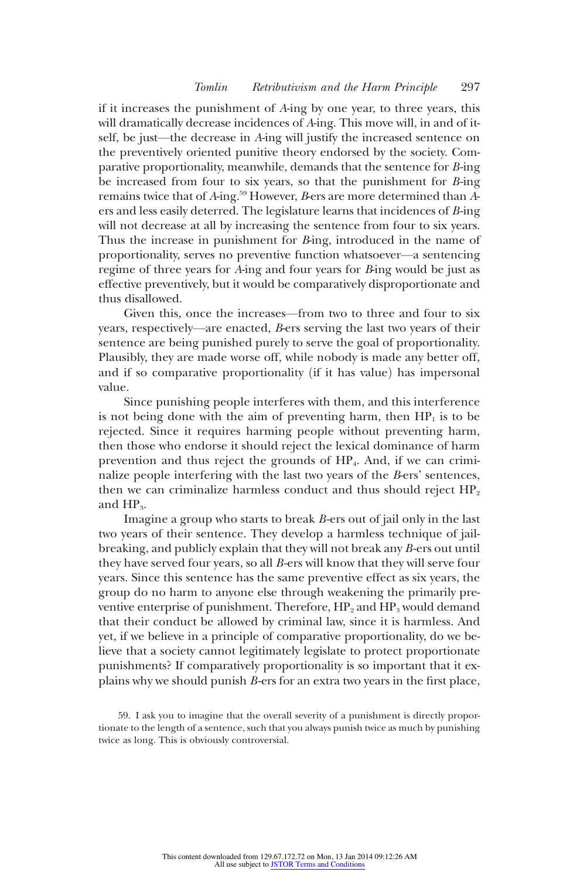if it increases the punishment of *A*-ing by one year, to three years, this will dramatically decrease incidences of *A*-ing. This move will, in and of itself, be just—the decrease in *A*-ing will justify the increased sentence on the preventively oriented punitive theory endorsed by the society. Comparative proportionality, meanwhile, demands that the sentence for *B*-ing be increased from four to six years, so that the punishment for *B*-ing remains twice that of *A*-ing.[59] However, *B*-ers are more determined than *A*-ers and less easily deterred. The legislature learns that incidences of *B*-ing will not decrease at all by increasing the sentence from four to six years. Thus the increase in punishment for *B*-ing, introduced in the name of proportionality, serves no preventive function whatsoever—a sentencing regime of three years for *A*-ing and four years for *B*-ing would be just as effective preventively, but it would be comparatively disproportionate and thus disallowed.

Given this, once the increases—from two to three and four to six years, respectively—are enacted, *B*-ers serving the last two years of their sentence are being punished purely to serve the goal of proportionality. Plausibly, they are made worse off, while nobody is made any better off, and if so comparative proportionality (if it has value) has impersonal value.

Since punishing people interferes with them, and this interference is not being done with the aim of preventing harm, then $HP_1$ is to be rejected. Since it requires harming people without preventing harm, then those who endorse it should reject the lexical dominance of harm prevention and thus reject the grounds of $HP_4$. And, if we can criminalize people interfering with the last two years of the *B*-ers' sentences, then we can criminalize harmless conduct and thus should reject $HP_2$ and $HP_3$.

Imagine a group who starts to break *B*-ers out of jail only in the last two years of their sentence. They develop a harmless technique of jail-breaking, and publicly explain that they will not break any *B*-ers out until they have served four years, so all *B*-ers will know that they will serve four years. Since this sentence has the same preventive effect as six years, the group do no harm to anyone else through weakening the primarily preventive enterprise of punishment. Therefore, $HP_2$ and $HP_3$ would demand that their conduct be allowed by criminal law, since it is harmless. And yet, if we believe in a principle of comparative proportionality, do we believe that a society cannot legitimately legislate to protect proportionate punishments? If comparatively proportionality is so important that it explains why we should punish *B*-ers for an extra two years in the first place,

59. I ask you to imagine that the overall severity of a punishment is directly proportionate to the length of a sentence, such that you always punish twice as much by punishing twice as long. This is obviously controversial.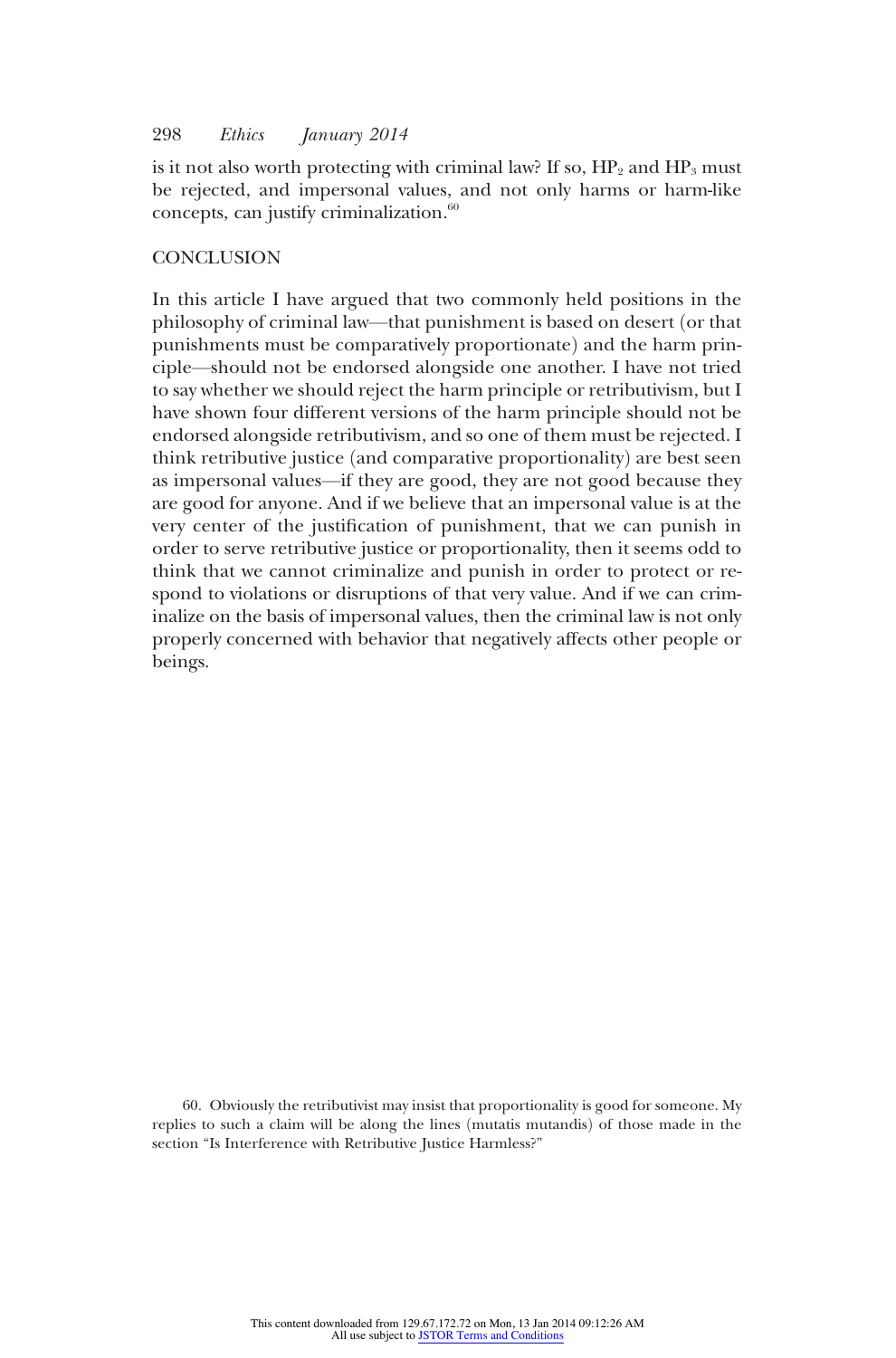is it not also worth protecting with criminal law? If so, $HP_2$ and $HP_3$ must be rejected, and impersonal values, and not only harms or harm-like concepts, can justify criminalization.[60]

## CONCLUSION

In this article I have argued that two commonly held positions in the philosophy of criminal law—that punishment is based on desert (or that punishments must be comparatively proportionate) and the harm principle—should not be endorsed alongside one another. I have not tried to say whether we should reject the harm principle or retributivism, but I have shown four different versions of the harm principle should not be endorsed alongside retributivism, and so one of them must be rejected. I think retributive justice (and comparative proportionality) are best seen as impersonal values—if they are good, they are not good because they are good for anyone. And if we believe that an impersonal value is at the very center of the justification of punishment, that we can punish in order to serve retributive justice or proportionality, then it seems odd to think that we cannot criminalize and punish in order to protect or respond to violations or disruptions of that very value. And if we can criminalize on the basis of impersonal values, then the criminal law is not only properly concerned with behavior that negatively affects other people or beings.

60. Obviously the retributivist may insist that proportionality is good for someone. My replies to such a claim will be along the lines (mutatis mutandis) of those made in the section "Is Interference with Retributive Justice Harmless?"